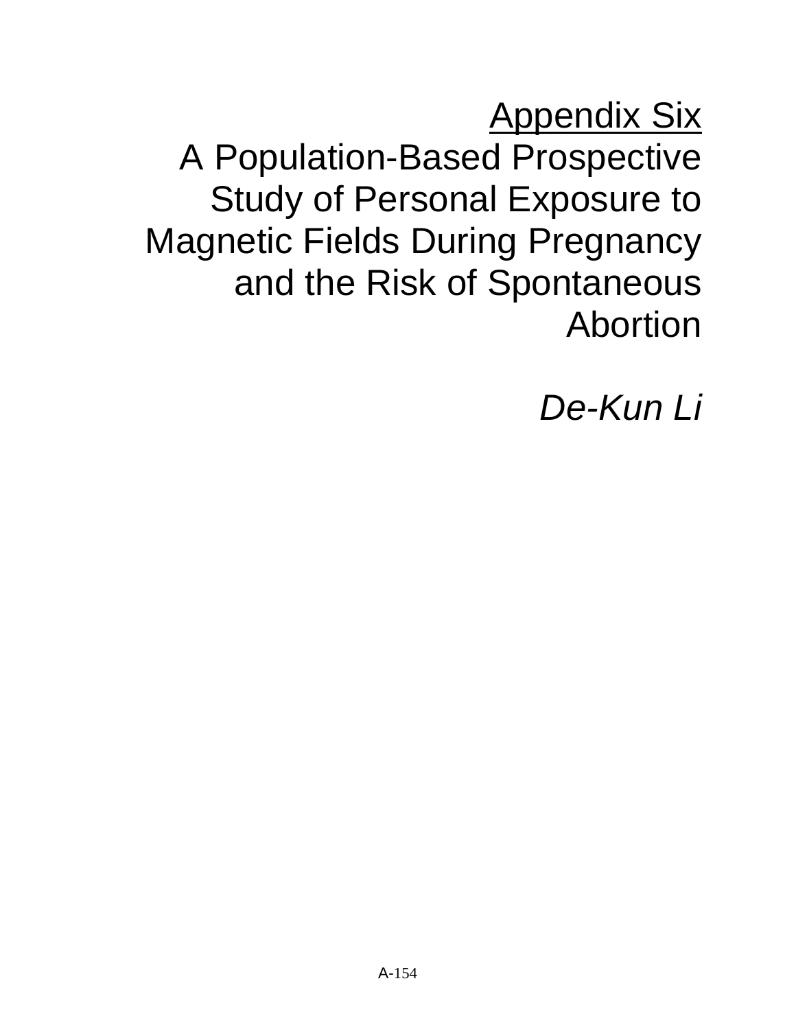# Appendix Six

# A Population-Based Prospective Study of Personal Exposure to Magnetic Fields During Pregnancy and the Risk of Spontaneous Abortion

*De-Kun Li*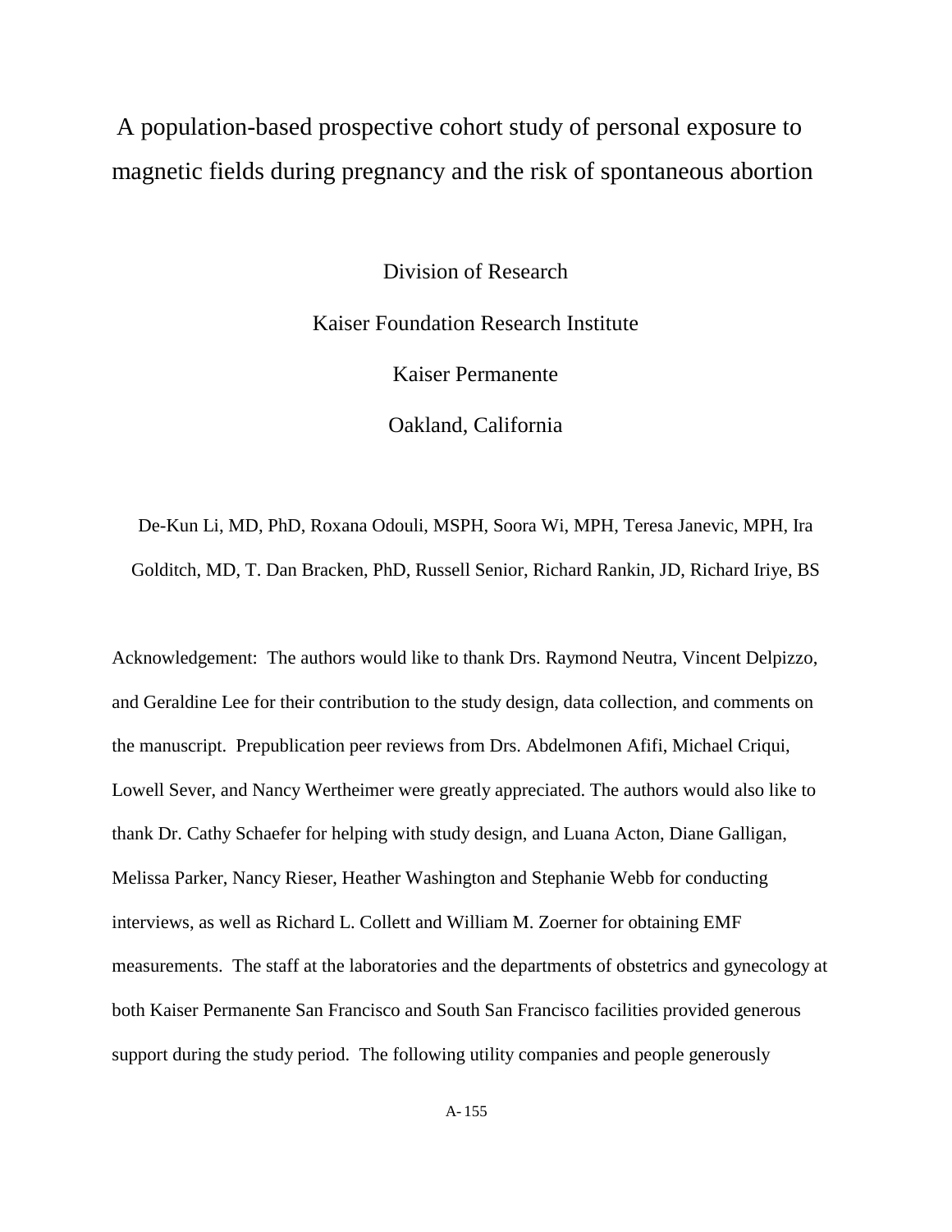# A population-based prospective cohort study of personal exposure to magnetic fields during pregnancy and the risk of spontaneous abortion

Division of Research

Kaiser Foundation Research Institute

Kaiser Permanente

Oakland, California

De-Kun Li, MD, PhD, Roxana Odouli, MSPH, Soora Wi, MPH, Teresa Janevic, MPH, Ira Golditch, MD, T. Dan Bracken, PhD, Russell Senior, Richard Rankin, JD, Richard Iriye, BS

Acknowledgement: The authors would like to thank Drs. Raymond Neutra, Vincent Delpizzo, and Geraldine Lee for their contribution to the study design, data collection, and comments on the manuscript. Prepublication peer reviews from Drs. Abdelmonen Afifi, Michael Criqui, Lowell Sever, and Nancy Wertheimer were greatly appreciated. The authors would also like to thank Dr. Cathy Schaefer for helping with study design, and Luana Acton, Diane Galligan, Melissa Parker, Nancy Rieser, Heather Washington and Stephanie Webb for conducting interviews, as well as Richard L. Collett and William M. Zoerner for obtaining EMF measurements. The staff at the laboratories and the departments of obstetrics and gynecology at both Kaiser Permanente San Francisco and South San Francisco facilities provided generous support during the study period. The following utility companies and people generously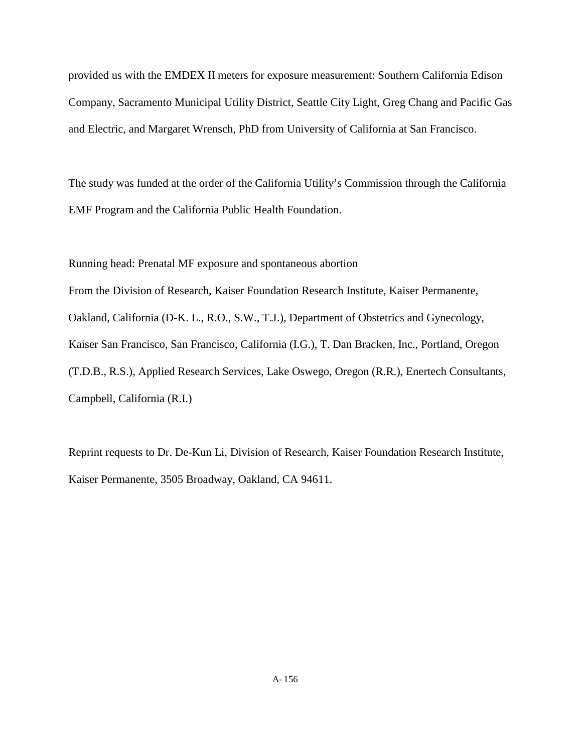provided us with the EMDEX II meters for exposure measurement: Southern California Edison Company, Sacramento Municipal Utility District, Seattle City Light, Greg Chang and Pacific Gas and Electric, and Margaret Wrensch, PhD from University of California at San Francisco.

The study was funded at the order of the California Utility's Commission through the California EMF Program and the California Public Health Foundation.

Running head: Prenatal MF exposure and spontaneous abortion

From the Division of Research, Kaiser Foundation Research Institute, Kaiser Permanente, Oakland, California (D-K. L., R.O., S.W., T.J.), Department of Obstetrics and Gynecology, Kaiser San Francisco, San Francisco, California (I.G.), T. Dan Bracken, Inc., Portland, Oregon (T.D.B., R.S.), Applied Research Services, Lake Oswego, Oregon (R.R.), Enertech Consultants, Campbell, California (R.I.)

Reprint requests to Dr. De-Kun Li, Division of Research, Kaiser Foundation Research Institute, Kaiser Permanente, 3505 Broadway, Oakland, CA 94611.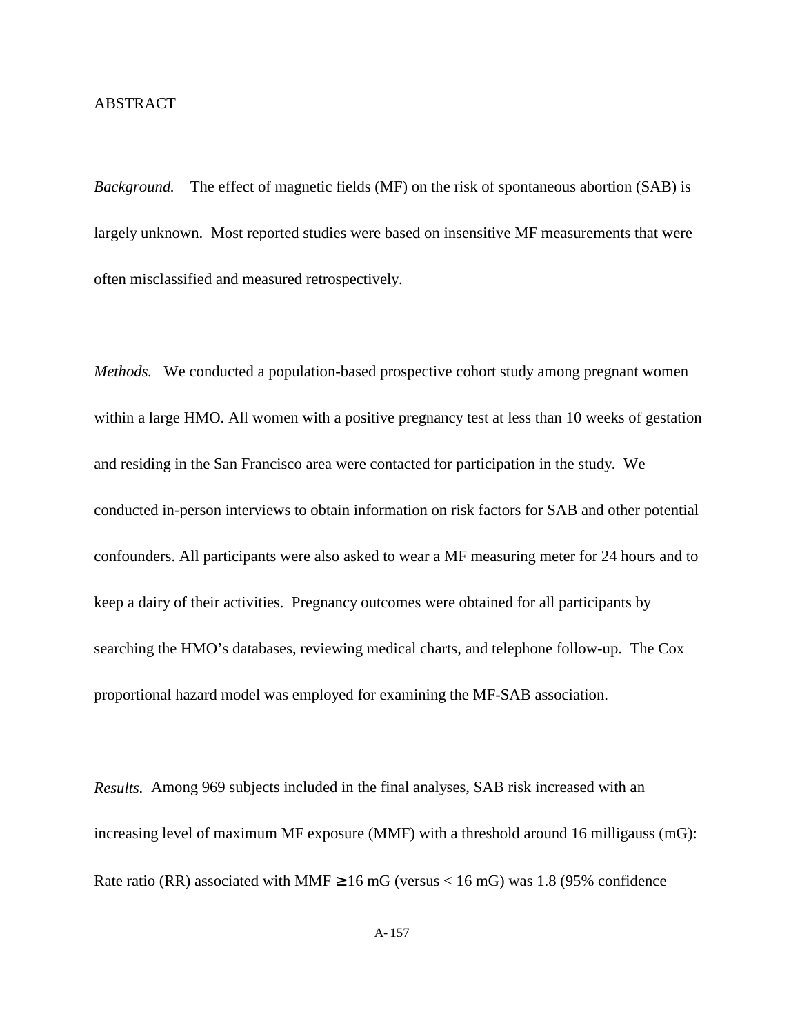# ABSTRACT

*Background.* The effect of magnetic fields (MF) on the risk of spontaneous abortion (SAB) is largely unknown. Most reported studies were based on insensitive MF measurements that were often misclassified and measured retrospectively.

*Methods.* We conducted a population-based prospective cohort study among pregnant women within a large HMO. All women with a positive pregnancy test at less than 10 weeks of gestation and residing in the San Francisco area were contacted for participation in the study. We conducted in-person interviews to obtain information on risk factors for SAB and other potential confounders. All participants were also asked to wear a MF measuring meter for 24 hours and to keep a dairy of their activities. Pregnancy outcomes were obtained for all participants by searching the HMO's databases, reviewing medical charts, and telephone follow-up. The Cox proportional hazard model was employed for examining the MF-SAB association.

*Results.* Among 969 subjects included in the final analyses, SAB risk increased with an increasing level of maximum MF exposure (MMF) with a threshold around 16 milligauss (mG): Rate ratio (RR) associated with MMF $\geq$ 16 mG (versus < 16 mG) was 1.8 (95% confidence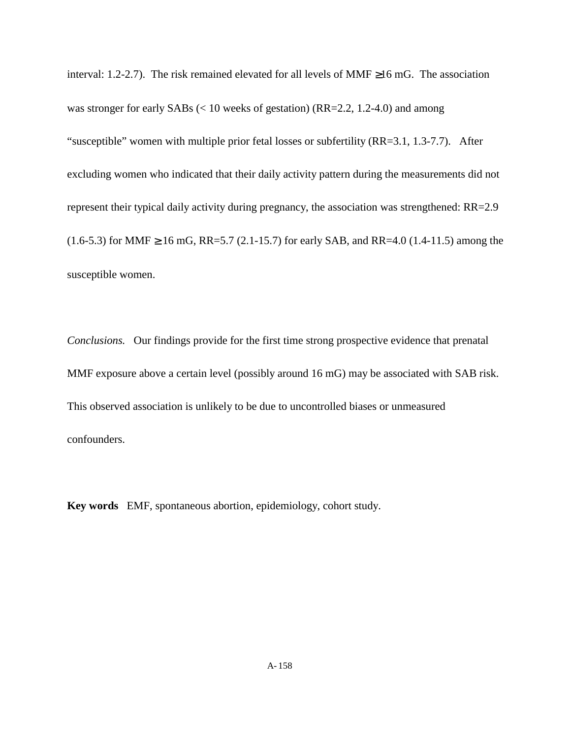interval: 1.2-2.7). The risk remained elevated for all levels of MMF ≥16 mG. The association was stronger for early SABs (< 10 weeks of gestation) (RR=2.2, 1.2-4.0) and among "susceptible" women with multiple prior fetal losses or subfertility (RR=3.1, 1.3-7.7). After excluding women who indicated that their daily activity pattern during the measurements did not represent their typical daily activity during pregnancy, the association was strengthened: RR=2.9 (1.6-5.3) for MMF ≥ 16 mG, RR=5.7 (2.1-15.7) for early SAB, and RR=4.0 (1.4-11.5) among the susceptible women.

*Conclusions.* Our findings provide for the first time strong prospective evidence that prenatal MMF exposure above a certain level (possibly around 16 mG) may be associated with SAB risk. This observed association is unlikely to be due to uncontrolled biases or unmeasured confounders.

**Key words** EMF, spontaneous abortion, epidemiology, cohort study.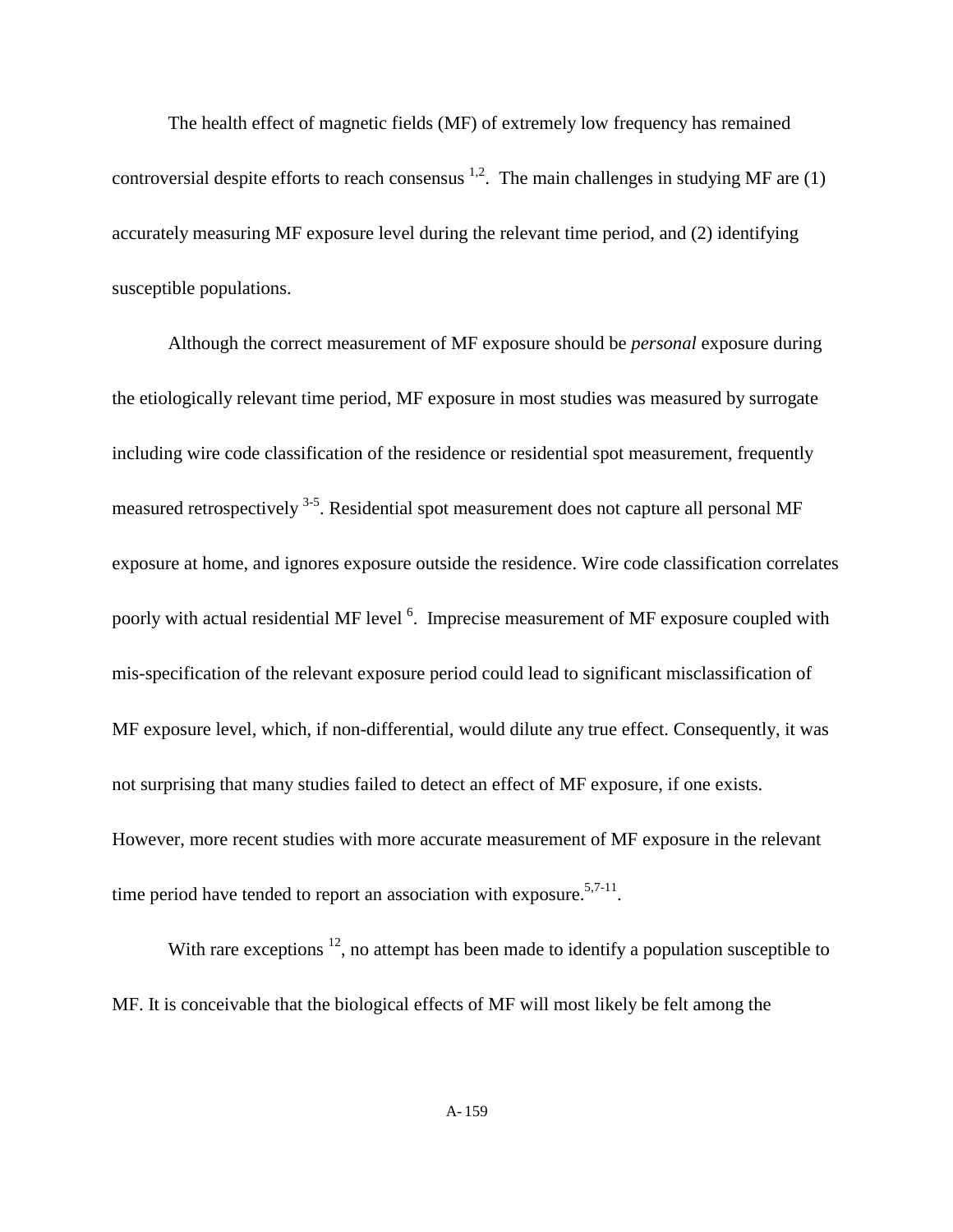The health effect of magnetic fields (MF) of extremely low frequency has remained controversial despite efforts to reach consensus [1,2]. The main challenges in studying MF are (1) accurately measuring MF exposure level during the relevant time period, and (2) identifying susceptible populations.

Although the correct measurement of MF exposure should be *personal* exposure during the etiologically relevant time period, MF exposure in most studies was measured by surrogate including wire code classification of the residence or residential spot measurement, frequently measured retrospectively [3-5]. Residential spot measurement does not capture all personal MF exposure at home, and ignores exposure outside the residence. Wire code classification correlates poorly with actual residential MF level [6]. Imprecise measurement of MF exposure coupled with mis-specification of the relevant exposure period could lead to significant misclassification of MF exposure level, which, if non-differential, would dilute any true effect. Consequently, it was not surprising that many studies failed to detect an effect of MF exposure, if one exists. However, more recent studies with more accurate measurement of MF exposure in the relevant time period have tended to report an association with exposure.[5,7-11].

With rare exceptions [12], no attempt has been made to identify a population susceptible to MF. It is conceivable that the biological effects of MF will most likely be felt among the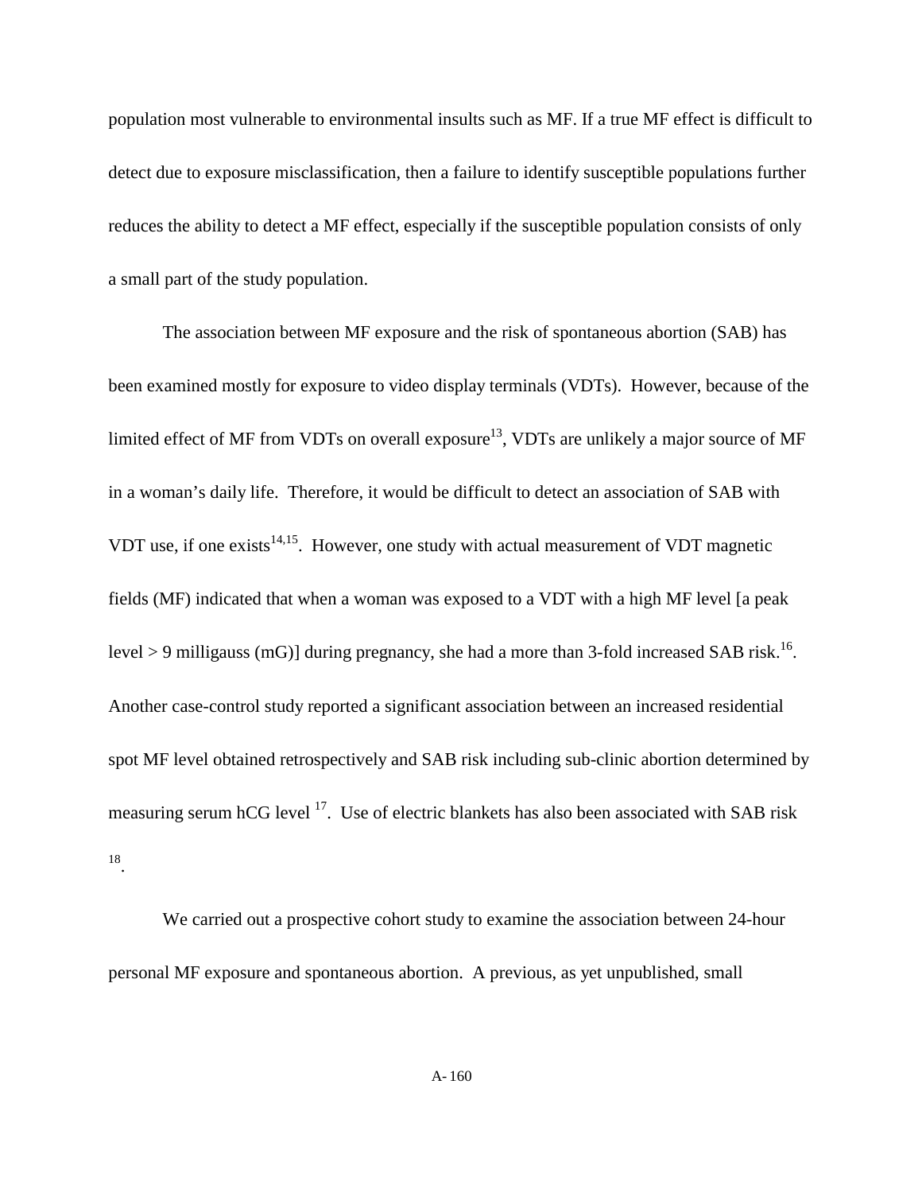population most vulnerable to environmental insults such as MF. If a true MF effect is difficult to detect due to exposure misclassification, then a failure to identify susceptible populations further reduces the ability to detect a MF effect, especially if the susceptible population consists of only a small part of the study population.

The association between MF exposure and the risk of spontaneous abortion (SAB) has been examined mostly for exposure to video display terminals (VDTs). However, because of the limited effect of MF from VDTs on overall exposure[13], VDTs are unlikely a major source of MF in a woman's daily life. Therefore, it would be difficult to detect an association of SAB with VDT use, if one exists[14,15]. However, one study with actual measurement of VDT magnetic fields (MF) indicated that when a woman was exposed to a VDT with a high MF level [a peak level > 9 milligauss (mG)] during pregnancy, she had a more than 3-fold increased SAB risk.[16]. Another case-control study reported a significant association between an increased residential spot MF level obtained retrospectively and SAB risk including sub-clinic abortion determined by measuring serum hCG level [17]. Use of electric blankets has also been associated with SAB risk [18].

We carried out a prospective cohort study to examine the association between 24-hour personal MF exposure and spontaneous abortion. A previous, as yet unpublished, small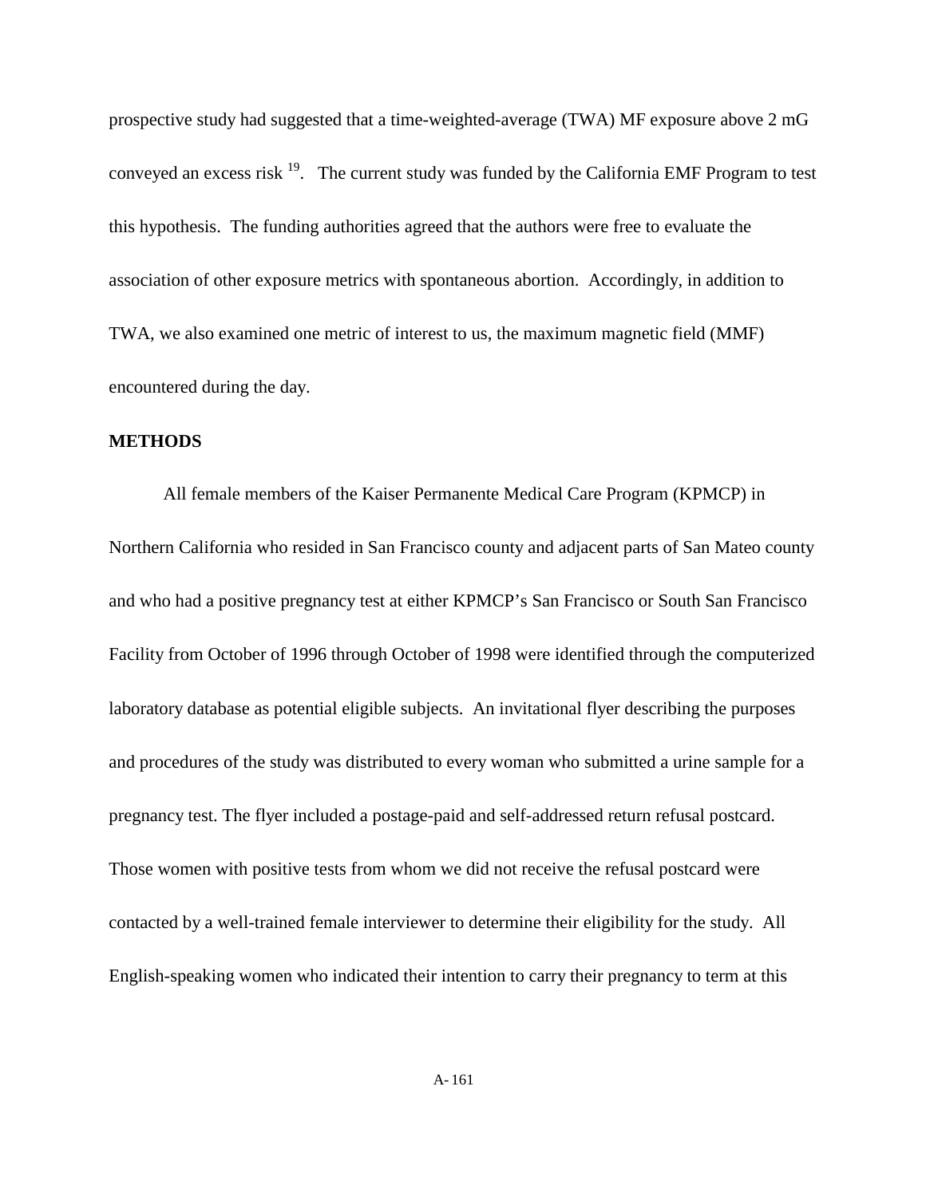prospective study had suggested that a time-weighted-average (TWA) MF exposure above 2 mG conveyed an excess risk [19]. The current study was funded by the California EMF Program to test this hypothesis. The funding authorities agreed that the authors were free to evaluate the association of other exposure metrics with spontaneous abortion. Accordingly, in addition to TWA, we also examined one metric of interest to us, the maximum magnetic field (MMF) encountered during the day.

## METHODS

All female members of the Kaiser Permanente Medical Care Program (KPMCP) in Northern California who resided in San Francisco county and adjacent parts of San Mateo county and who had a positive pregnancy test at either KPMCP's San Francisco or South San Francisco Facility from October of 1996 through October of 1998 were identified through the computerized laboratory database as potential eligible subjects. An invitational flyer describing the purposes and procedures of the study was distributed to every woman who submitted a urine sample for a pregnancy test. The flyer included a postage-paid and self-addressed return refusal postcard. Those women with positive tests from whom we did not receive the refusal postcard were contacted by a well-trained female interviewer to determine their eligibility for the study. All English-speaking women who indicated their intention to carry their pregnancy to term at this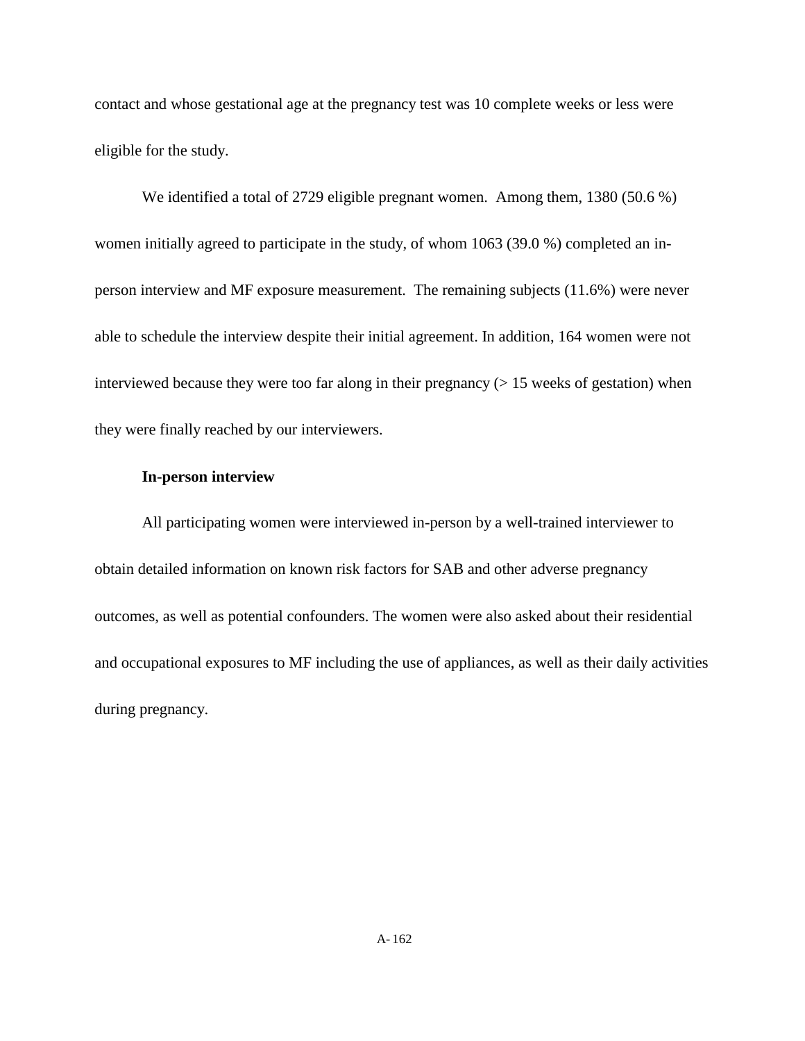contact and whose gestational age at the pregnancy test was 10 complete weeks or less were eligible for the study.

We identified a total of 2729 eligible pregnant women. Among them, 1380 (50.6 %) women initially agreed to participate in the study, of whom 1063 (39.0 %) completed an in-person interview and MF exposure measurement. The remaining subjects (11.6%) were never able to schedule the interview despite their initial agreement. In addition, 164 women were not interviewed because they were too far along in their pregnancy (> 15 weeks of gestation) when they were finally reached by our interviewers.

**In-person interview**

All participating women were interviewed in-person by a well-trained interviewer to obtain detailed information on known risk factors for SAB and other adverse pregnancy outcomes, as well as potential confounders. The women were also asked about their residential and occupational exposures to MF including the use of appliances, as well as their daily activities during pregnancy.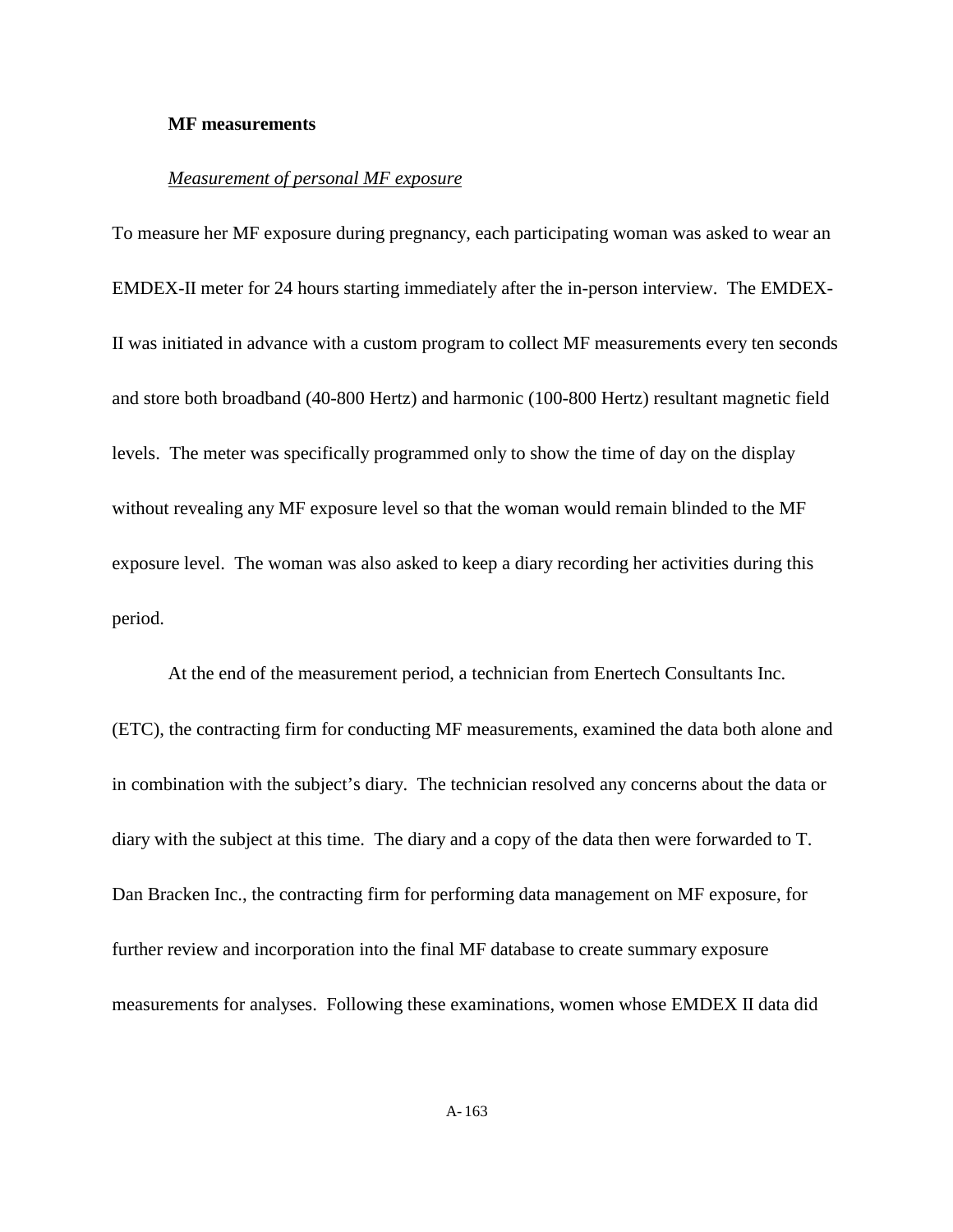**MF measurements**

*Measurement of personal MF exposure*

To measure her MF exposure during pregnancy, each participating woman was asked to wear an EMDEX-II meter for 24 hours starting immediately after the in-person interview. The EMDEX-II was initiated in advance with a custom program to collect MF measurements every ten seconds and store both broadband (40-800 Hertz) and harmonic (100-800 Hertz) resultant magnetic field levels. The meter was specifically programmed only to show the time of day on the display without revealing any MF exposure level so that the woman would remain blinded to the MF exposure level. The woman was also asked to keep a diary recording her activities during this period.

At the end of the measurement period, a technician from Enertech Consultants Inc. (ETC), the contracting firm for conducting MF measurements, examined the data both alone and in combination with the subject's diary. The technician resolved any concerns about the data or diary with the subject at this time. The diary and a copy of the data then were forwarded to T. Dan Bracken Inc., the contracting firm for performing data management on MF exposure, for further review and incorporation into the final MF database to create summary exposure measurements for analyses. Following these examinations, women whose EMDEX II data did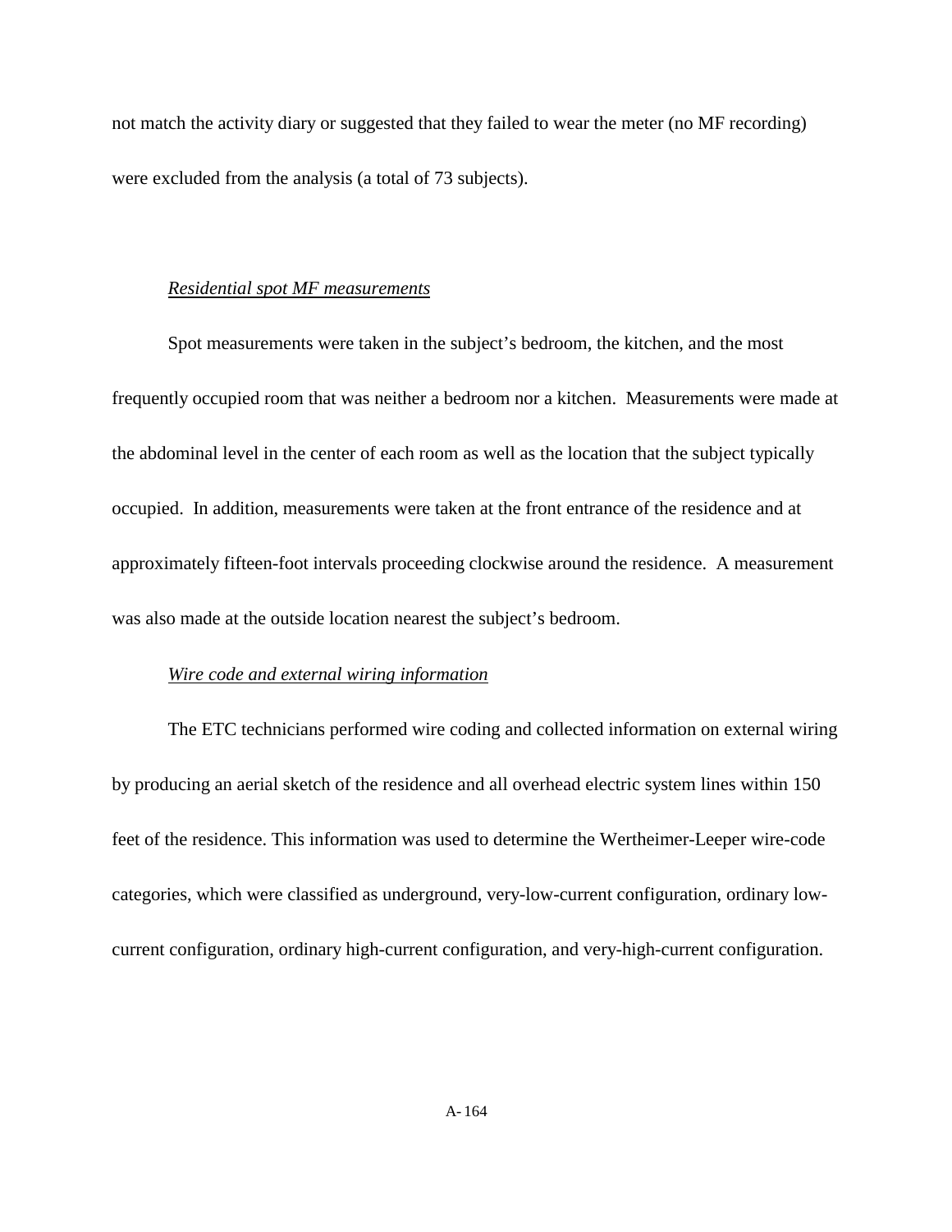not match the activity diary or suggested that they failed to wear the meter (no MF recording) were excluded from the analysis (a total of 73 subjects).

*Residential spot MF measurements*

Spot measurements were taken in the subject's bedroom, the kitchen, and the most frequently occupied room that was neither a bedroom nor a kitchen. Measurements were made at the abdominal level in the center of each room as well as the location that the subject typically occupied. In addition, measurements were taken at the front entrance of the residence and at approximately fifteen-foot intervals proceeding clockwise around the residence. A measurement was also made at the outside location nearest the subject's bedroom.

*Wire code and external wiring information*

The ETC technicians performed wire coding and collected information on external wiring by producing an aerial sketch of the residence and all overhead electric system lines within 150 feet of the residence. This information was used to determine the Wertheimer-Leeper wire-code categories, which were classified as underground, very-low-current configuration, ordinary low-current configuration, ordinary high-current configuration, and very-high-current configuration.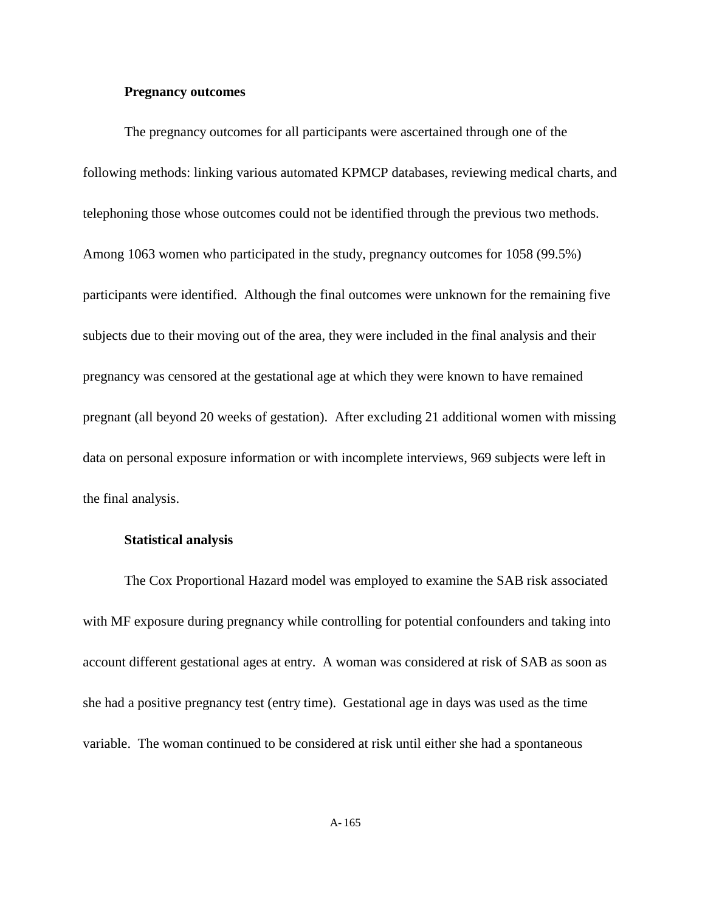**Pregnancy outcomes**

The pregnancy outcomes for all participants were ascertained through one of the following methods: linking various automated KPMCP databases, reviewing medical charts, and telephoning those whose outcomes could not be identified through the previous two methods. Among 1063 women who participated in the study, pregnancy outcomes for 1058 (99.5%) participants were identified. Although the final outcomes were unknown for the remaining five subjects due to their moving out of the area, they were included in the final analysis and their pregnancy was censored at the gestational age at which they were known to have remained pregnant (all beyond 20 weeks of gestation). After excluding 21 additional women with missing data on personal exposure information or with incomplete interviews, 969 subjects were left in the final analysis.

**Statistical analysis**

The Cox Proportional Hazard model was employed to examine the SAB risk associated with MF exposure during pregnancy while controlling for potential confounders and taking into account different gestational ages at entry. A woman was considered at risk of SAB as soon as she had a positive pregnancy test (entry time). Gestational age in days was used as the time variable. The woman continued to be considered at risk until either she had a spontaneous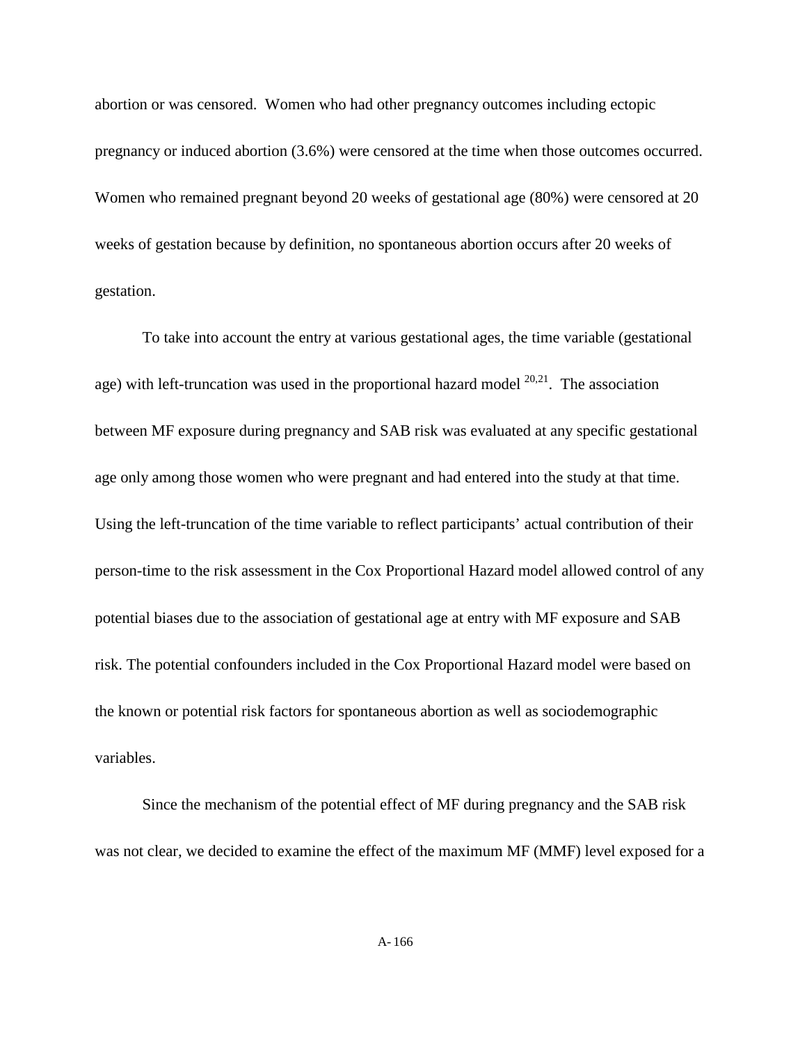abortion or was censored. Women who had other pregnancy outcomes including ectopic pregnancy or induced abortion (3.6%) were censored at the time when those outcomes occurred. Women who remained pregnant beyond 20 weeks of gestational age (80%) were censored at 20 weeks of gestation because by definition, no spontaneous abortion occurs after 20 weeks of gestation.

To take into account the entry at various gestational ages, the time variable (gestational age) with left-truncation was used in the proportional hazard model [20,21]. The association between MF exposure during pregnancy and SAB risk was evaluated at any specific gestational age only among those women who were pregnant and had entered into the study at that time. Using the left-truncation of the time variable to reflect participants' actual contribution of their person-time to the risk assessment in the Cox Proportional Hazard model allowed control of any potential biases due to the association of gestational age at entry with MF exposure and SAB risk. The potential confounders included in the Cox Proportional Hazard model were based on the known or potential risk factors for spontaneous abortion as well as sociodemographic variables.

Since the mechanism of the potential effect of MF during pregnancy and the SAB risk was not clear, we decided to examine the effect of the maximum MF (MMF) level exposed for a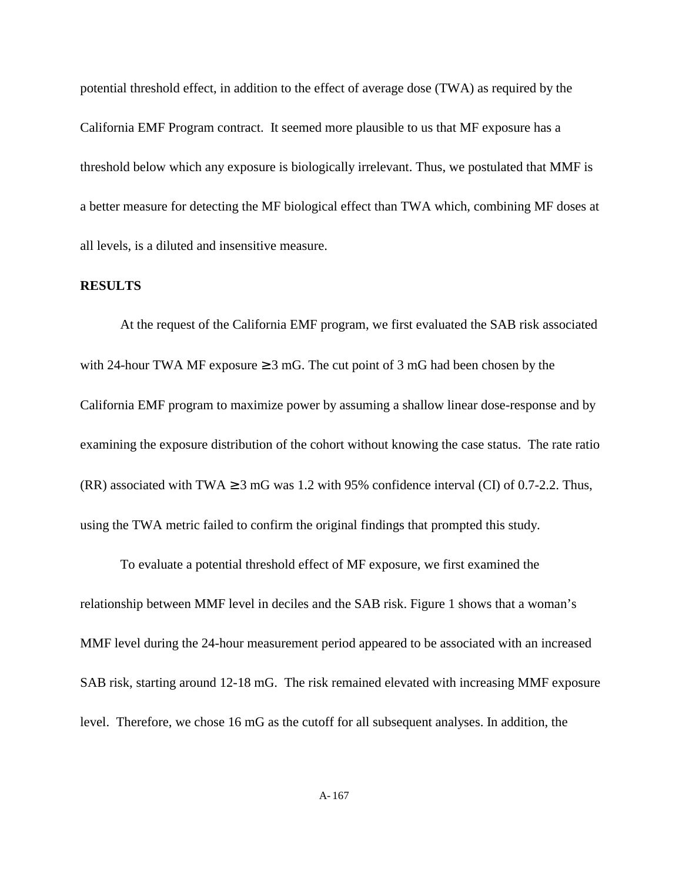potential threshold effect, in addition to the effect of average dose (TWA) as required by the California EMF Program contract. It seemed more plausible to us that MF exposure has a threshold below which any exposure is biologically irrelevant. Thus, we postulated that MMF is a better measure for detecting the MF biological effect than TWA which, combining MF doses at all levels, is a diluted and insensitive measure.

**RESULTS**

At the request of the California EMF program, we first evaluated the SAB risk associated with 24-hour TWA MF exposure ≥ 3 mG. The cut point of 3 mG had been chosen by the California EMF program to maximize power by assuming a shallow linear dose-response and by examining the exposure distribution of the cohort without knowing the case status. The rate ratio (RR) associated with TWA ≥ 3 mG was 1.2 with 95% confidence interval (CI) of 0.7-2.2. Thus, using the TWA metric failed to confirm the original findings that prompted this study.

To evaluate a potential threshold effect of MF exposure, we first examined the relationship between MMF level in deciles and the SAB risk. Figure 1 shows that a woman's MMF level during the 24-hour measurement period appeared to be associated with an increased SAB risk, starting around 12-18 mG. The risk remained elevated with increasing MMF exposure level. Therefore, we chose 16 mG as the cutoff for all subsequent analyses. In addition, the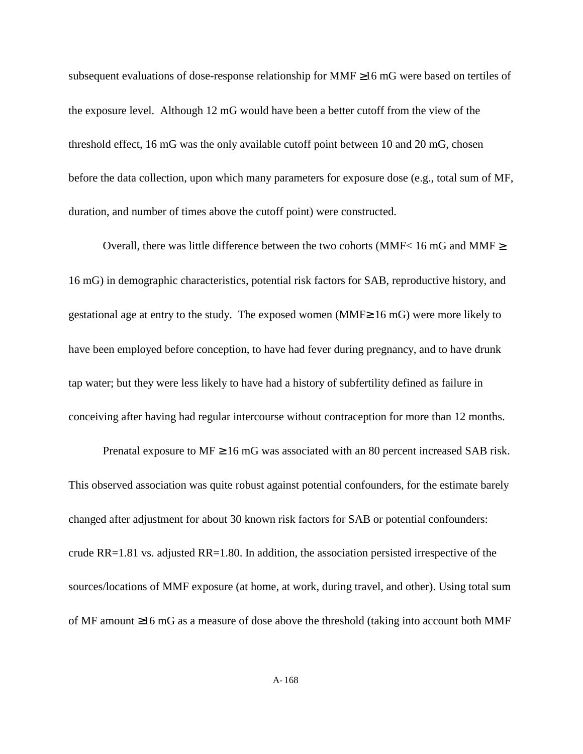subsequent evaluations of dose-response relationship for MMF $\geq$16 mG were based on tertiles of the exposure level. Although 12 mG would have been a better cutoff from the view of the threshold effect, 16 mG was the only available cutoff point between 10 and 20 mG, chosen before the data collection, upon which many parameters for exposure dose (e.g., total sum of MF, duration, and number of times above the cutoff point) were constructed.

Overall, there was little difference between the two cohorts (MMF< 16 mG and MMF $\geq$ 16 mG) in demographic characteristics, potential risk factors for SAB, reproductive history, and gestational age at entry to the study. The exposed women (MMF$\geq$ 16 mG) were more likely to have been employed before conception, to have had fever during pregnancy, and to have drunk tap water; but they were less likely to have had a history of subfertility defined as failure in conceiving after having had regular intercourse without contraception for more than 12 months.

Prenatal exposure to MF $\geq$ 16 mG was associated with an 80 percent increased SAB risk. This observed association was quite robust against potential confounders, for the estimate barely changed after adjustment for about 30 known risk factors for SAB or potential confounders: crude RR=1.81 vs. adjusted RR=1.80. In addition, the association persisted irrespective of the sources/locations of MMF exposure (at home, at work, during travel, and other). Using total sum of MF amount $\geq$16 mG as a measure of dose above the threshold (taking into account both MMF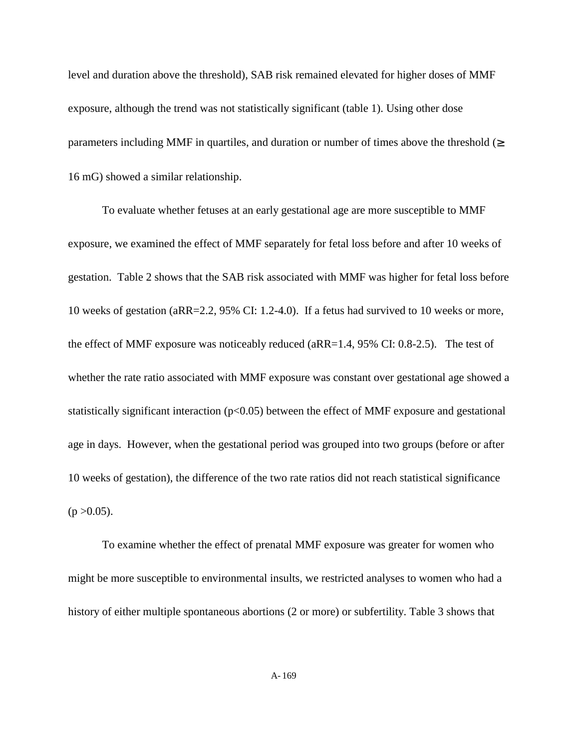level and duration above the threshold), SAB risk remained elevated for higher doses of MMF exposure, although the trend was not statistically significant (table 1). Using other dose parameters including MMF in quartiles, and duration or number of times above the threshold ($\geq$ 16 mG) showed a similar relationship.

To evaluate whether fetuses at an early gestational age are more susceptible to MMF exposure, we examined the effect of MMF separately for fetal loss before and after 10 weeks of gestation. Table 2 shows that the SAB risk associated with MMF was higher for fetal loss before 10 weeks of gestation (aRR=2.2, 95% CI: 1.2-4.0). If a fetus had survived to 10 weeks or more, the effect of MMF exposure was noticeably reduced (aRR=1.4, 95% CI: 0.8-2.5). The test of whether the rate ratio associated with MMF exposure was constant over gestational age showed a statistically significant interaction ($p<0.05$) between the effect of MMF exposure and gestational age in days. However, when the gestational period was grouped into two groups (before or after 10 weeks of gestation), the difference of the two rate ratios did not reach statistical significance ($p >0.05$).

To examine whether the effect of prenatal MMF exposure was greater for women who might be more susceptible to environmental insults, we restricted analyses to women who had a history of either multiple spontaneous abortions (2 or more) or subfertility. Table 3 shows that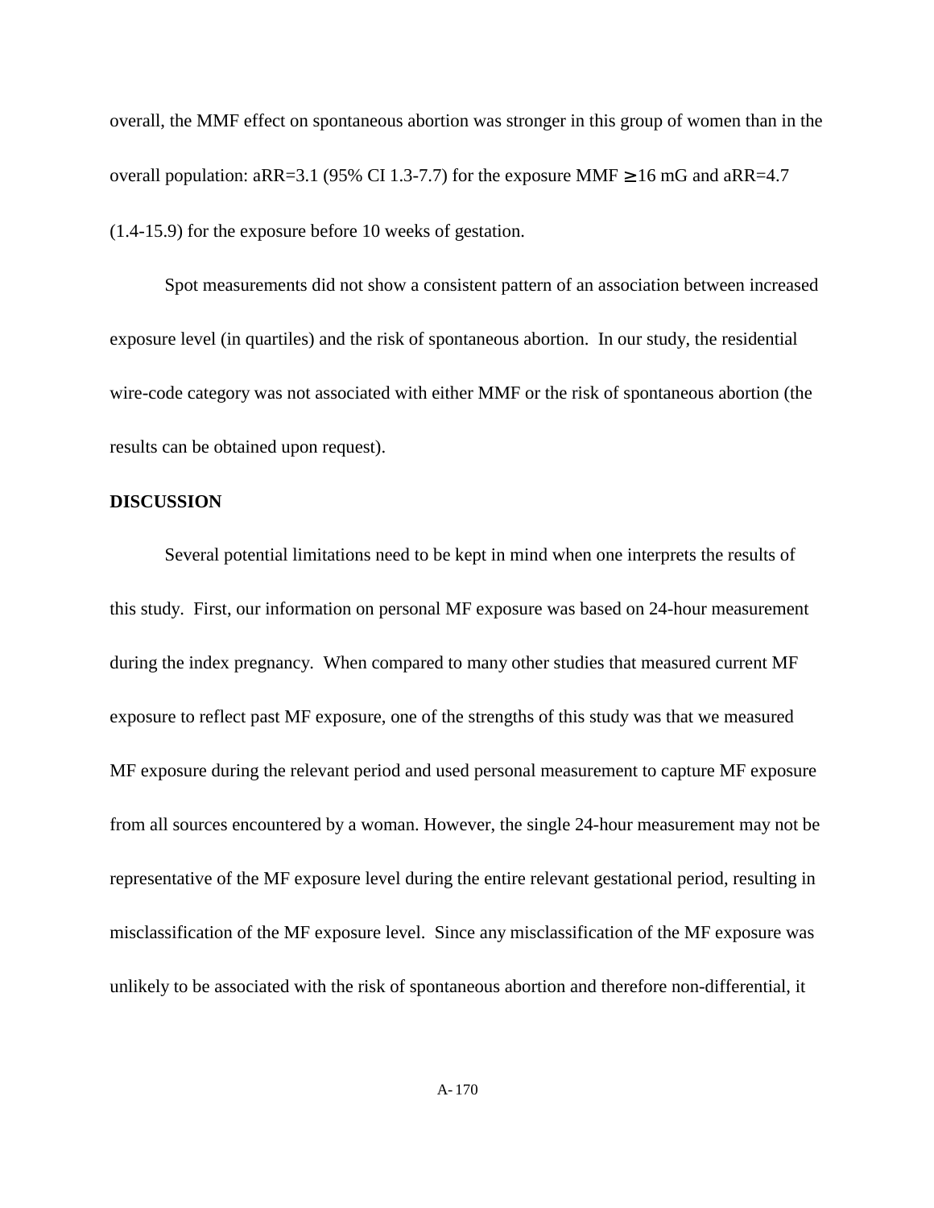overall, the MMF effect on spontaneous abortion was stronger in this group of women than in the overall population: aRR=3.1 (95% CI 1.3-7.7) for the exposure MMF $\geq$16 mG and aRR=4.7 (1.4-15.9) for the exposure before 10 weeks of gestation.

Spot measurements did not show a consistent pattern of an association between increased exposure level (in quartiles) and the risk of spontaneous abortion. In our study, the residential wire-code category was not associated with either MMF or the risk of spontaneous abortion (the results can be obtained upon request).

**DISCUSSION**

Several potential limitations need to be kept in mind when one interprets the results of this study. First, our information on personal MF exposure was based on 24-hour measurement during the index pregnancy. When compared to many other studies that measured current MF exposure to reflect past MF exposure, one of the strengths of this study was that we measured MF exposure during the relevant period and used personal measurement to capture MF exposure from all sources encountered by a woman. However, the single 24-hour measurement may not be representative of the MF exposure level during the entire relevant gestational period, resulting in misclassification of the MF exposure level. Since any misclassification of the MF exposure was unlikely to be associated with the risk of spontaneous abortion and therefore non-differential, it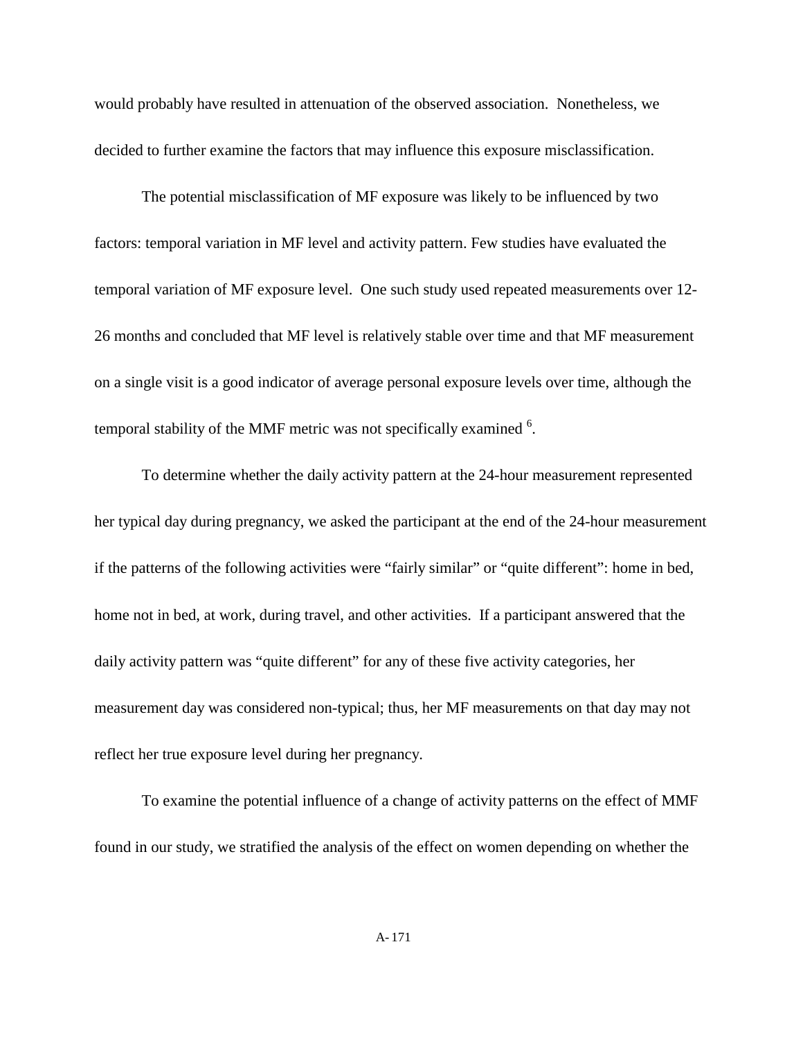would probably have resulted in attenuation of the observed association. Nonetheless, we decided to further examine the factors that may influence this exposure misclassification.

The potential misclassification of MF exposure was likely to be influenced by two factors: temporal variation in MF level and activity pattern. Few studies have evaluated the temporal variation of MF exposure level. One such study used repeated measurements over 12-26 months and concluded that MF level is relatively stable over time and that MF measurement on a single visit is a good indicator of average personal exposure levels over time, although the temporal stability of the MMF metric was not specifically examined [6].

To determine whether the daily activity pattern at the 24-hour measurement represented her typical day during pregnancy, we asked the participant at the end of the 24-hour measurement if the patterns of the following activities were "fairly similar" or "quite different": home in bed, home not in bed, at work, during travel, and other activities. If a participant answered that the daily activity pattern was "quite different" for any of these five activity categories, her measurement day was considered non-typical; thus, her MF measurements on that day may not reflect her true exposure level during her pregnancy.

To examine the potential influence of a change of activity patterns on the effect of MMF found in our study, we stratified the analysis of the effect on women depending on whether the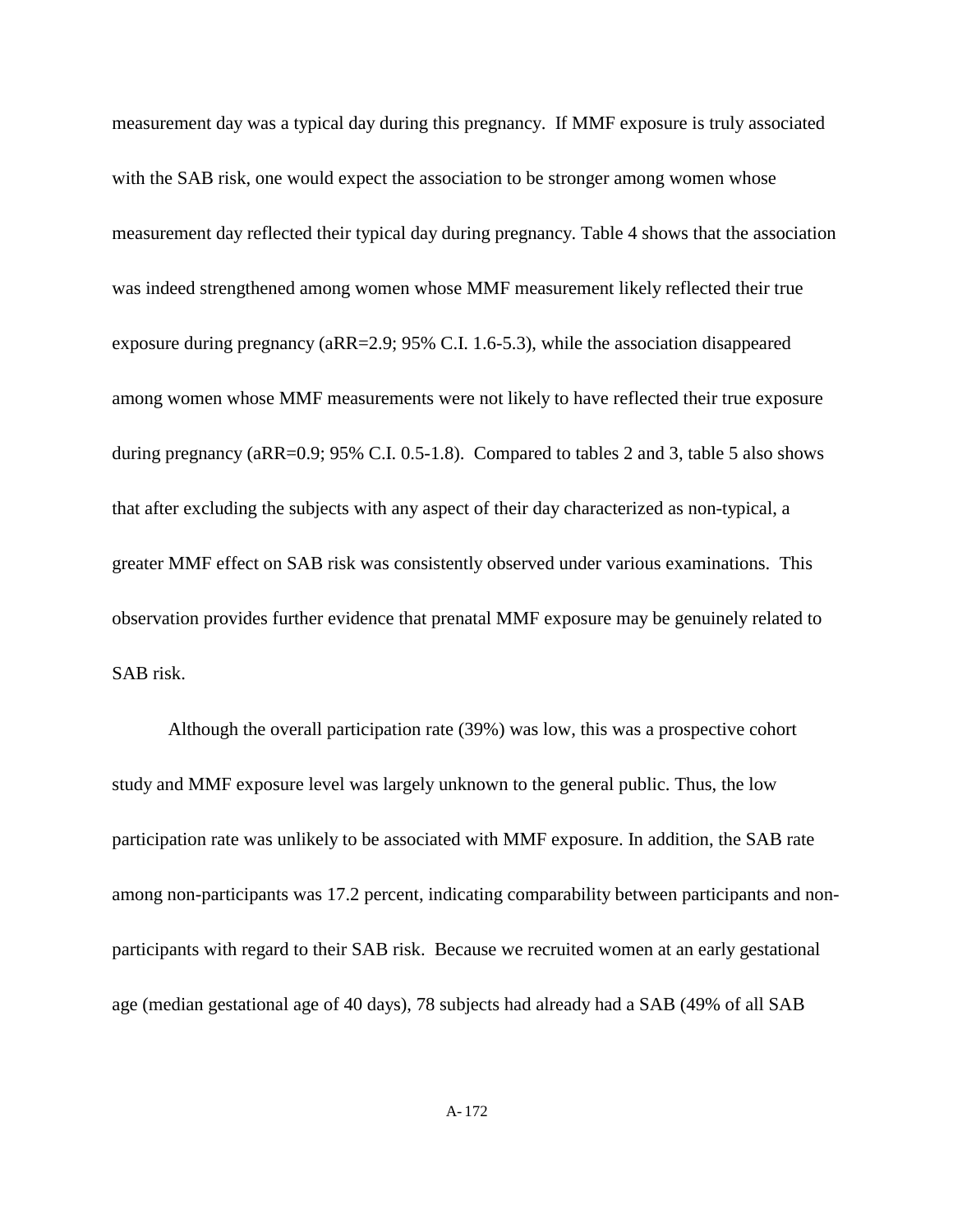measurement day was a typical day during this pregnancy. If MMF exposure is truly associated with the SAB risk, one would expect the association to be stronger among women whose measurement day reflected their typical day during pregnancy. Table 4 shows that the association was indeed strengthened among women whose MMF measurement likely reflected their true exposure during pregnancy (aRR=2.9; 95% C.I. 1.6-5.3), while the association disappeared among women whose MMF measurements were not likely to have reflected their true exposure during pregnancy (aRR=0.9; 95% C.I. 0.5-1.8). Compared to tables 2 and 3, table 5 also shows that after excluding the subjects with any aspect of their day characterized as non-typical, a greater MMF effect on SAB risk was consistently observed under various examinations. This observation provides further evidence that prenatal MMF exposure may be genuinely related to SAB risk.

Although the overall participation rate (39%) was low, this was a prospective cohort study and MMF exposure level was largely unknown to the general public. Thus, the low participation rate was unlikely to be associated with MMF exposure. In addition, the SAB rate among non-participants was 17.2 percent, indicating comparability between participants and non-participants with regard to their SAB risk. Because we recruited women at an early gestational age (median gestational age of 40 days), 78 subjects had already had a SAB (49% of all SAB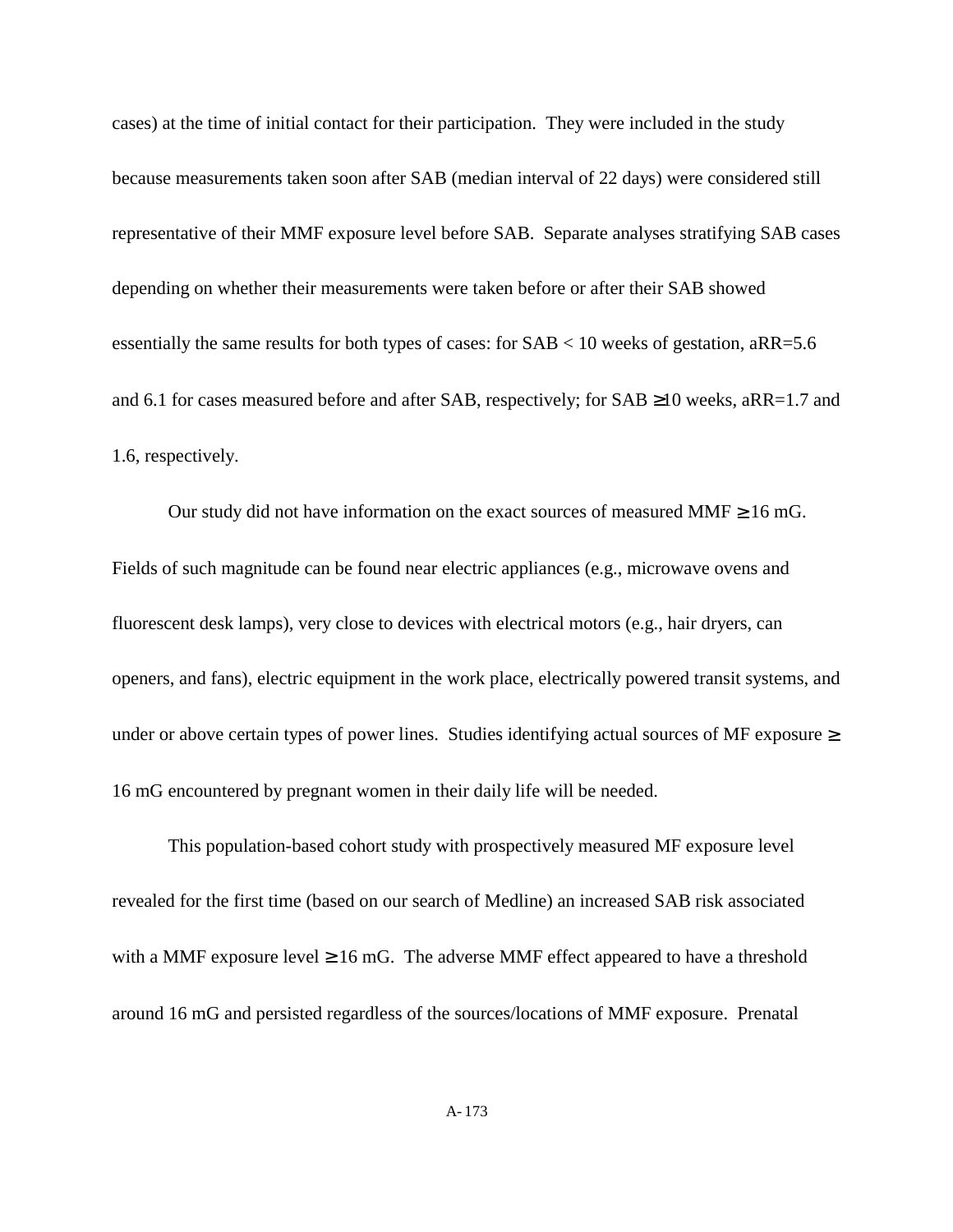cases) at the time of initial contact for their participation. They were included in the study because measurements taken soon after SAB (median interval of 22 days) were considered still representative of their MMF exposure level before SAB. Separate analyses stratifying SAB cases depending on whether their measurements were taken before or after their SAB showed essentially the same results for both types of cases: for SAB < 10 weeks of gestation, aRR=5.6 and 6.1 for cases measured before and after SAB, respectively; for SAB ≥10 weeks, aRR=1.7 and 1.6, respectively.

Our study did not have information on the exact sources of measured MMF ≥ 16 mG. Fields of such magnitude can be found near electric appliances (e.g., microwave ovens and fluorescent desk lamps), very close to devices with electrical motors (e.g., hair dryers, can openers, and fans), electric equipment in the work place, electrically powered transit systems, and under or above certain types of power lines. Studies identifying actual sources of MF exposure ≥ 16 mG encountered by pregnant women in their daily life will be needed.

This population-based cohort study with prospectively measured MF exposure level revealed for the first time (based on our search of Medline) an increased SAB risk associated with a MMF exposure level ≥ 16 mG. The adverse MMF effect appeared to have a threshold around 16 mG and persisted regardless of the sources/locations of MMF exposure. Prenatal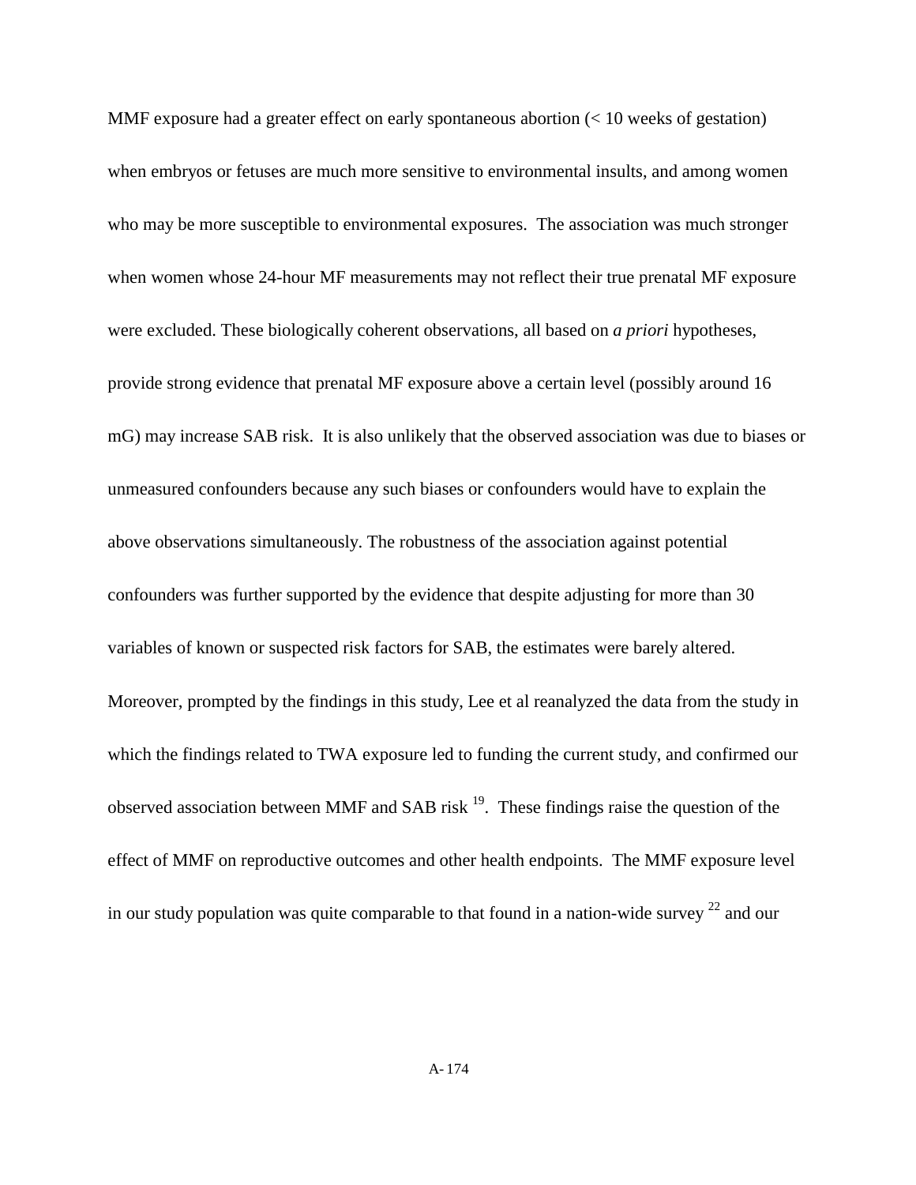MMF exposure had a greater effect on early spontaneous abortion (< 10 weeks of gestation) when embryos or fetuses are much more sensitive to environmental insults, and among women who may be more susceptible to environmental exposures. The association was much stronger when women whose 24-hour MF measurements may not reflect their true prenatal MF exposure were excluded. These biologically coherent observations, all based on *a priori* hypotheses, provide strong evidence that prenatal MF exposure above a certain level (possibly around 16 mG) may increase SAB risk. It is also unlikely that the observed association was due to biases or unmeasured confounders because any such biases or confounders would have to explain the above observations simultaneously. The robustness of the association against potential confounders was further supported by the evidence that despite adjusting for more than 30 variables of known or suspected risk factors for SAB, the estimates were barely altered. Moreover, prompted by the findings in this study, Lee et al reanalyzed the data from the study in which the findings related to TWA exposure led to funding the current study, and confirmed our observed association between MMF and SAB risk [19]. These findings raise the question of the effect of MMF on reproductive outcomes and other health endpoints. The MMF exposure level in our study population was quite comparable to that found in a nation-wide survey [22] and our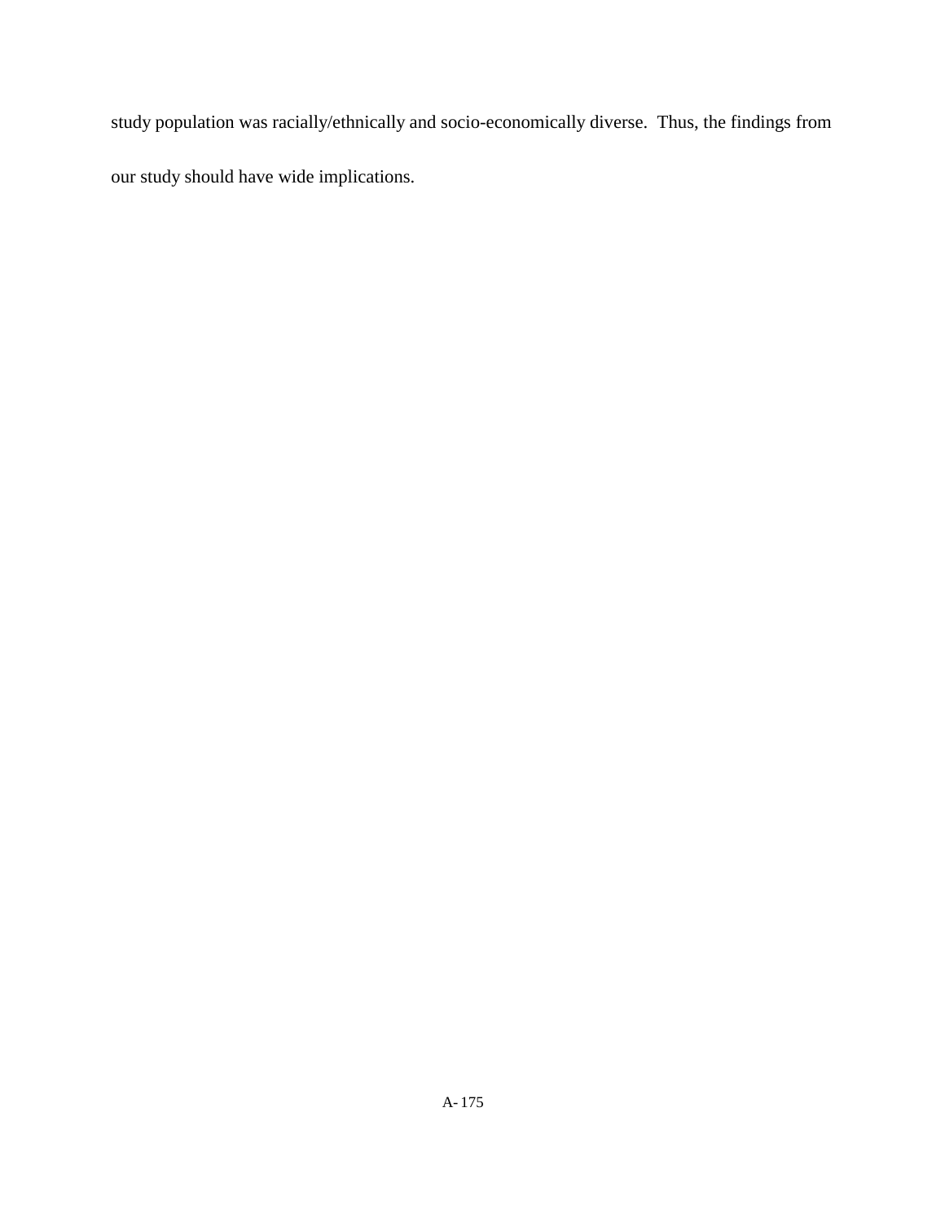study population was racially/ethnically and socio-economically diverse. Thus, the findings from our study should have wide implications.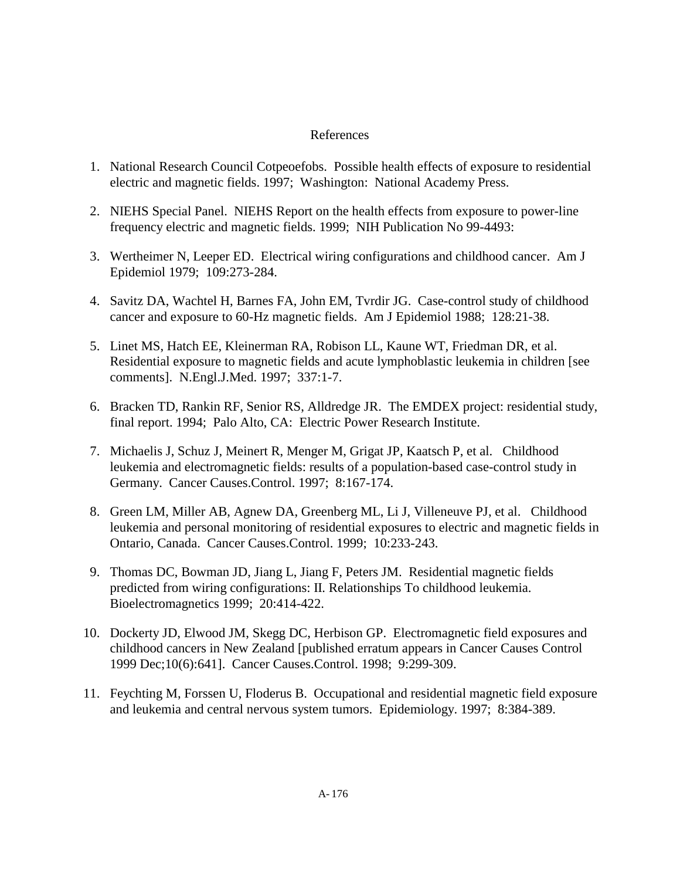References

1. National Research Council Cotpeoefobs. Possible health effects of exposure to residential electric and magnetic fields. 1997; Washington: National Academy Press.

2. NIEHS Special Panel. NIEHS Report on the health effects from exposure to power-line frequency electric and magnetic fields. 1999; NIH Publication No 99-4493:

3. Wertheimer N, Leeper ED. Electrical wiring configurations and childhood cancer. Am J Epidemiol 1979; 109:273-284.

4. Savitz DA, Wachtel H, Barnes FA, John EM, Tvrdir JG. Case-control study of childhood cancer and exposure to 60-Hz magnetic fields. Am J Epidemiol 1988; 128:21-38.

5. Linet MS, Hatch EE, Kleinerman RA, Robison LL, Kaune WT, Friedman DR, et al. Residential exposure to magnetic fields and acute lymphoblastic leukemia in children [see comments]. N.Engl.J.Med. 1997; 337:1-7.

6. Bracken TD, Rankin RF, Senior RS, Alldredge JR. The EMDEX project: residential study, final report. 1994; Palo Alto, CA: Electric Power Research Institute.

7. Michaelis J, Schuz J, Meinert R, Menger M, Grigat JP, Kaatsch P, et al. Childhood leukemia and electromagnetic fields: results of a population-based case-control study in Germany. Cancer Causes.Control. 1997; 8:167-174.

8. Green LM, Miller AB, Agnew DA, Greenberg ML, Li J, Villeneuve PJ, et al. Childhood leukemia and personal monitoring of residential exposures to electric and magnetic fields in Ontario, Canada. Cancer Causes.Control. 1999; 10:233-243.

9. Thomas DC, Bowman JD, Jiang L, Jiang F, Peters JM. Residential magnetic fields predicted from wiring configurations: II. Relationships To childhood leukemia. Bioelectromagnetics 1999; 20:414-422.

10. Dockerty JD, Elwood JM, Skegg DC, Herbison GP. Electromagnetic field exposures and childhood cancers in New Zealand [published erratum appears in Cancer Causes Control 1999 Dec;10(6):641]. Cancer Causes.Control. 1998; 9:299-309.

11. Feychting M, Forssen U, Floderus B. Occupational and residential magnetic field exposure and leukemia and central nervous system tumors. Epidemiology. 1997; 8:384-389.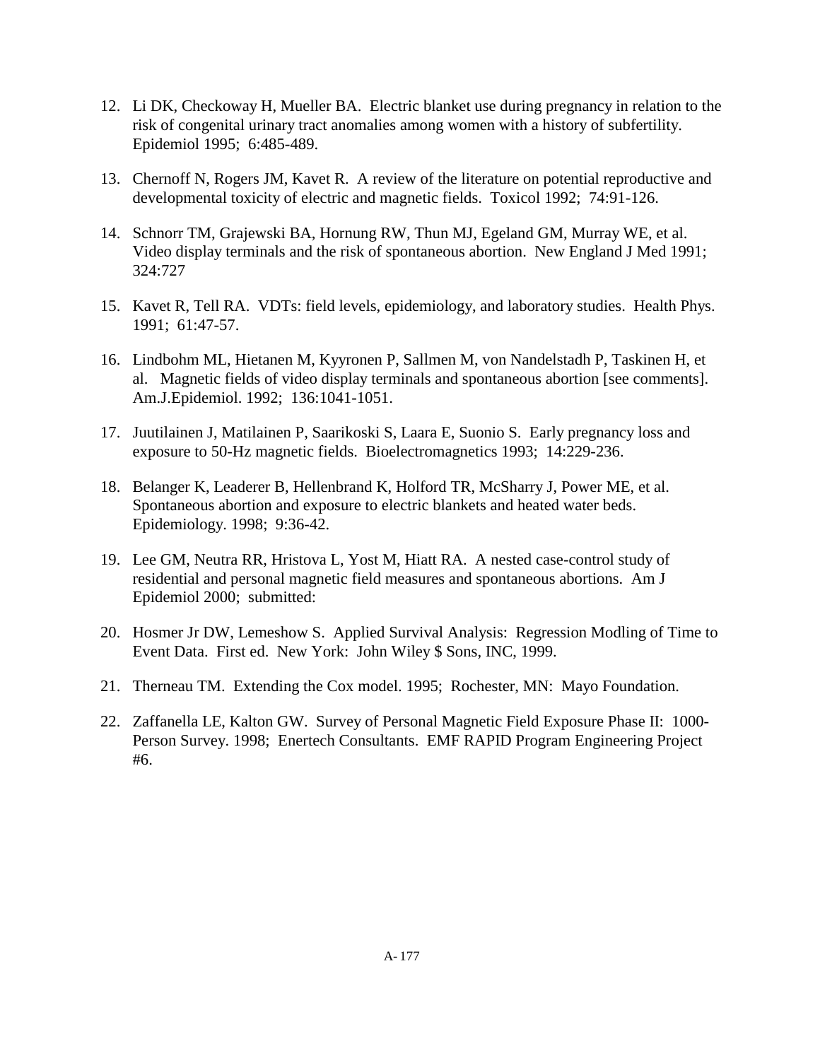12. Li DK, Checkoway H, Mueller BA. Electric blanket use during pregnancy in relation to the risk of congenital urinary tract anomalies among women with a history of subfertility. Epidemiol 1995; 6:485-489.

13. Chernoff N, Rogers JM, Kavet R. A review of the literature on potential reproductive and developmental toxicity of electric and magnetic fields. Toxicol 1992; 74:91-126.

14. Schnorr TM, Grajewski BA, Hornung RW, Thun MJ, Egeland GM, Murray WE, et al. Video display terminals and the risk of spontaneous abortion. New England J Med 1991; 324:727

15. Kavet R, Tell RA. VDTs: field levels, epidemiology, and laboratory studies. Health Phys. 1991; 61:47-57.

16. Lindbohm ML, Hietanen M, Kyyronen P, Sallmen M, von Nandelstadh P, Taskinen H, et al. Magnetic fields of video display terminals and spontaneous abortion [see comments]. Am.J.Epidemiol. 1992; 136:1041-1051.

17. Juutilainen J, Matilainen P, Saarikoski S, Laara E, Suonio S. Early pregnancy loss and exposure to 50-Hz magnetic fields. Bioelectromagnetics 1993; 14:229-236.

18. Belanger K, Leaderer B, Hellenbrand K, Holford TR, McSharry J, Power ME, et al. Spontaneous abortion and exposure to electric blankets and heated water beds. Epidemiology. 1998; 9:36-42.

19. Lee GM, Neutra RR, Hristova L, Yost M, Hiatt RA. A nested case-control study of residential and personal magnetic field measures and spontaneous abortions. Am J Epidemiol 2000; submitted:

20. Hosmer Jr DW, Lemeshow S. Applied Survival Analysis: Regression Modling of Time to Event Data. First ed. New York: John Wiley $ Sons, INC, 1999.

21. Therneau TM. Extending the Cox model. 1995; Rochester, MN: Mayo Foundation.

22. Zaffanella LE, Kalton GW. Survey of Personal Magnetic Field Exposure Phase II: 1000-Person Survey. 1998; Enertech Consultants. EMF RAPID Program Engineering Project #6.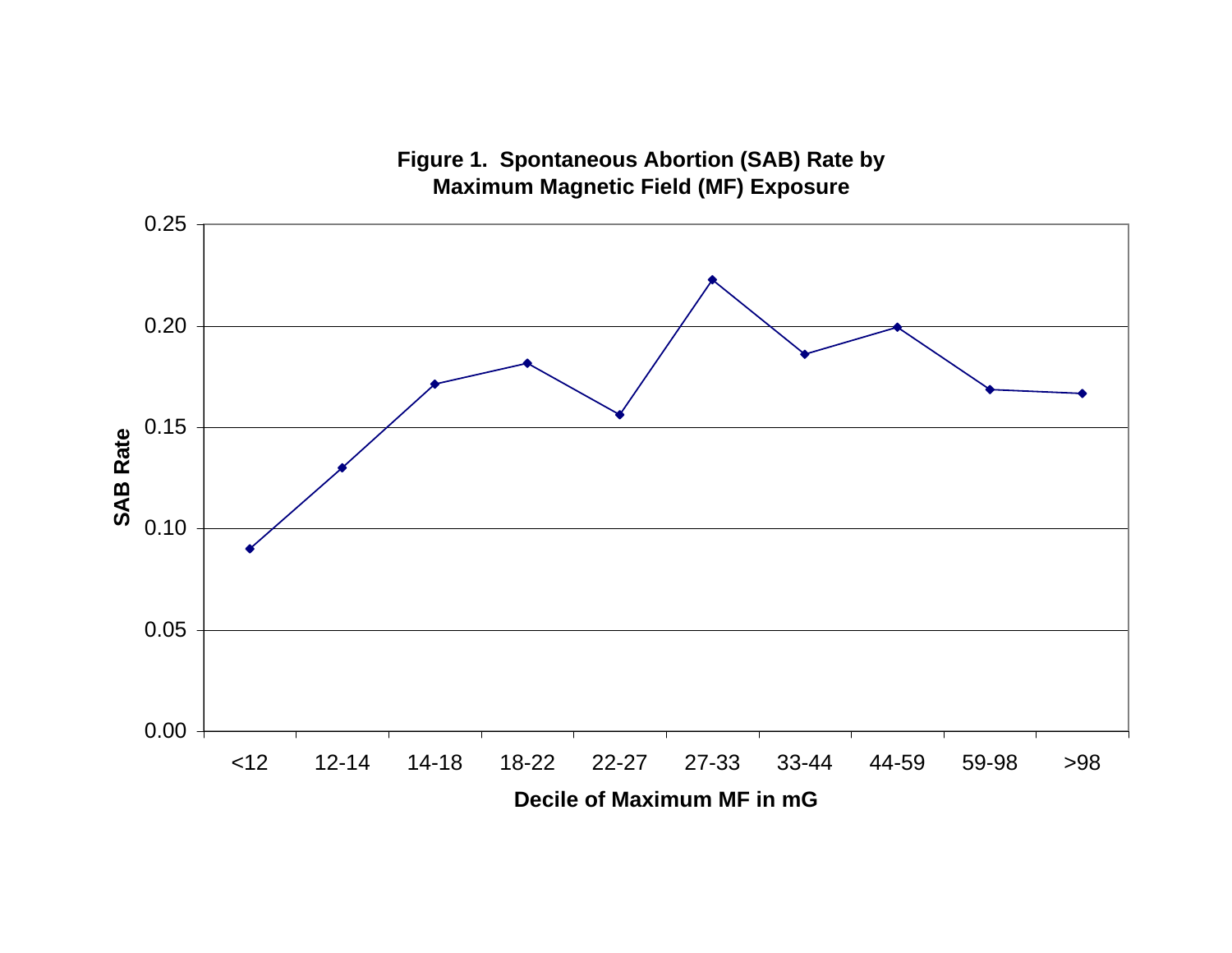**Figure 1. Spontaneous Abortion (SAB) Rate by Maximum Magnetic Field (MF) Exposure**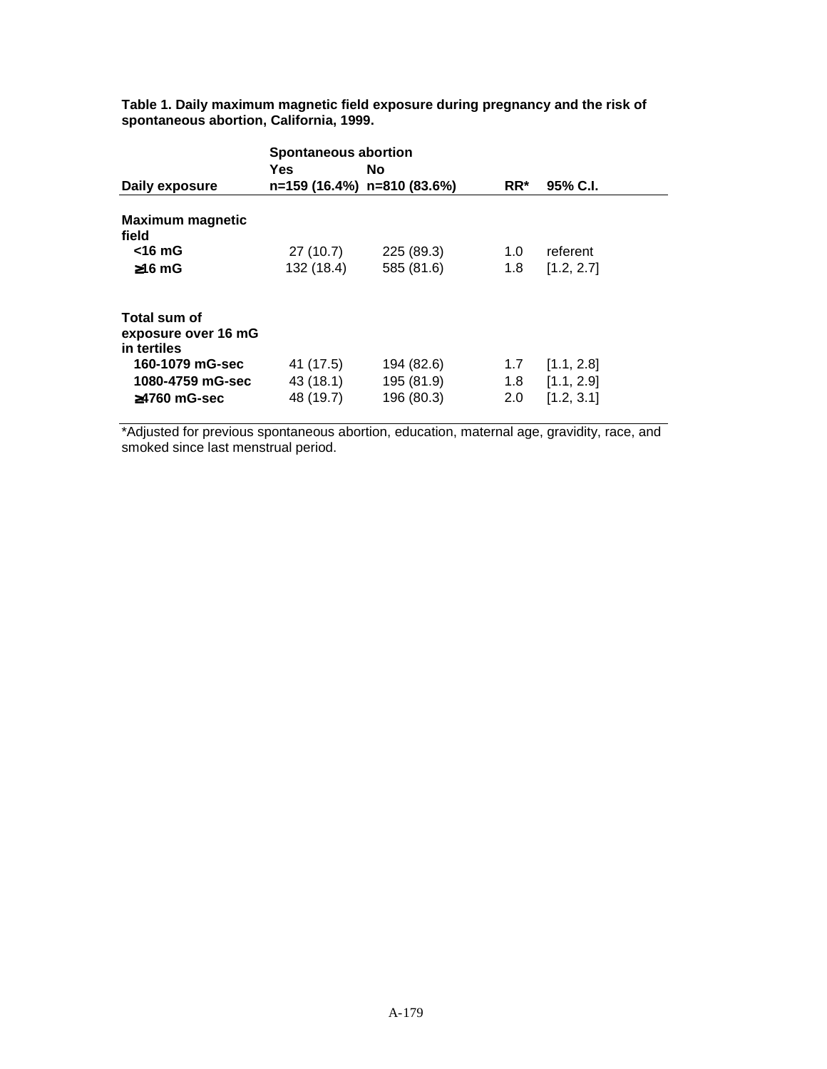**Table 1. Daily maximum magnetic field exposure during pregnancy and the risk of spontaneous abortion, California, 1999.**

| | Spontaneous abortion | | | |
|---|---|---|---|---|
| | Yes | No | | |
| Daily exposure | n=159 (16.4%) | n=810 (83.6%) | RR* | 95% C.I. |
| **Maximum magnetic field** | | | | |
| **<16 mG** | 27 (10.7) | 225 (89.3) | 1.0 | referent |
| **≥16 mG** | 132 (18.4) | 585 (81.6) | 1.8 | [1.2, 2.7] |
| **Total sum of exposure over 16 mG in tertiles** | | | | |
| **160-1079 mG-sec** | 41 (17.5) | 194 (82.6) | 1.7 | [1.1, 2.8] |
| **1080-4759 mG-sec** | 43 (18.1) | 195 (81.9) | 1.8 | [1.1, 2.9] |
| **≥4760 mG-sec** | 48 (19.7) | 196 (80.3) | 2.0 | [1.2, 3.1] |

*Adjusted for previous spontaneous abortion, education, maternal age, gravidity, race, and smoked since last menstrual period.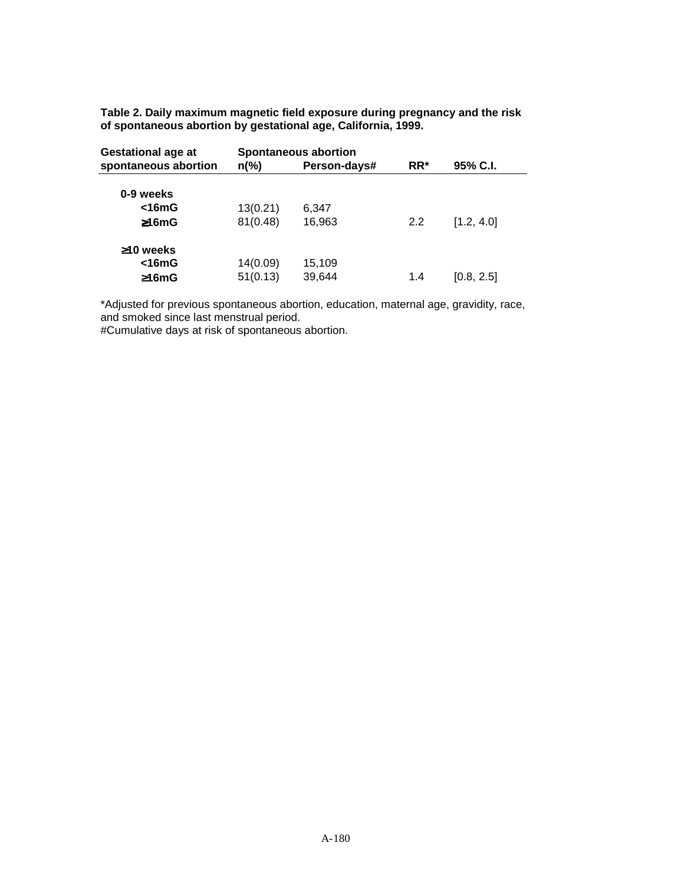**Table 2. Daily maximum magnetic field exposure during pregnancy and the risk of spontaneous abortion by gestational age, California, 1999.**

| Gestational age at spontaneous abortion | Spontaneous abortion n(%) | Person-days# | RR* | 95% C.I. |
|---|---|---|---|---|
| **0-9 weeks** | | | | |
| **<16mG** | 13(0.21) | 6,347 | | |
| **≥16mG** | 81(0.48) | 16,963 | 2.2 | [1.2, 4.0] |
| **≥10 weeks** | | | | |
| **<16mG** | 14(0.09) | 15,109 | | |
| **≥16mG** | 51(0.13) | 39,644 | 1.4 | [0.8, 2.5] |

*Adjusted for previous spontaneous abortion, education, maternal age, gravidity, race, and smoked since last menstrual period.
#Cumulative days at risk of spontaneous abortion.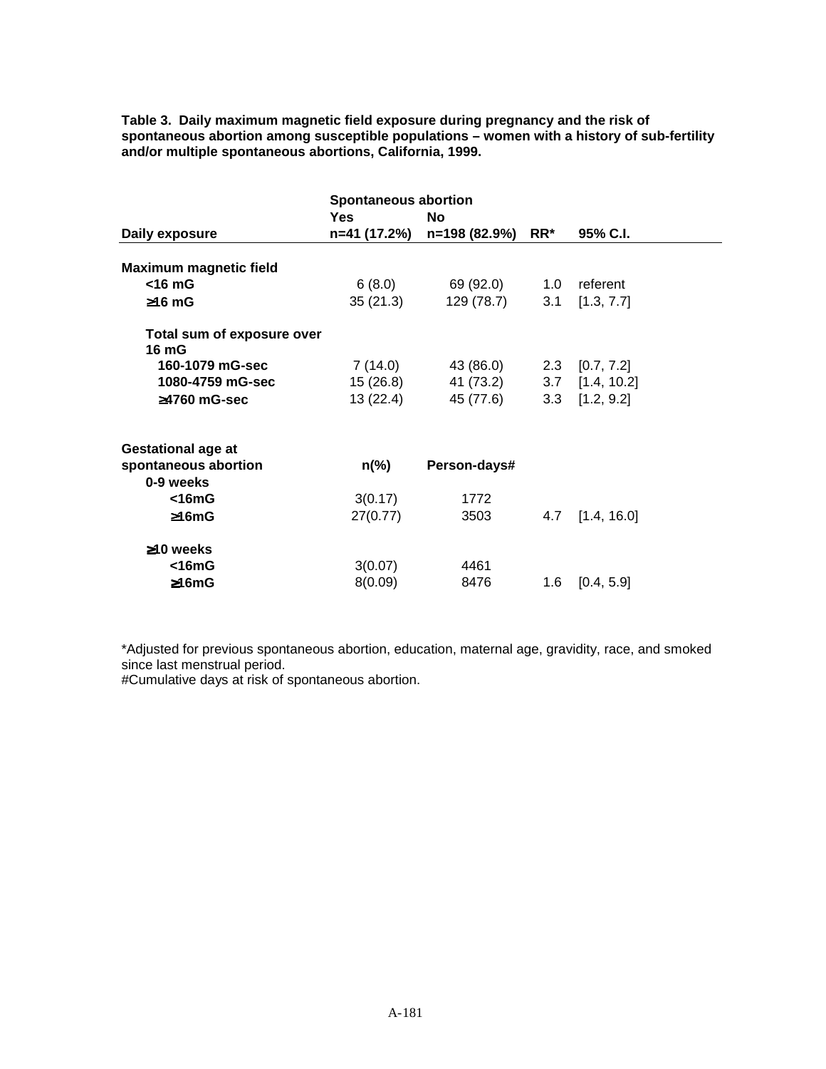**Table 3. Daily maximum magnetic field exposure during pregnancy and the risk of spontaneous abortion among susceptible populations – women with a history of sub-fertility and/or multiple spontaneous abortions, California, 1999.**

| | Spontaneous abortion | | | |
|---|---|---|---|---|
| | Yes | No | | |
| Daily exposure | n=41 (17.2%) | n=198 (82.9%) | RR* | 95% C.I. |
| **Maximum magnetic field** | | | | |
| **<16 mG** | 6 (8.0) | 69 (92.0) | 1.0 | referent |
| **≥16 mG** | 35 (21.3) | 129 (78.7) | 3.1 | [1.3, 7.7] |
| **Total sum of exposure over 16 mG** | | | | |
| **160-1079 mG-sec** | 7 (14.0) | 43 (86.0) | 2.3 | [0.7, 7.2] |
| **1080-4759 mG-sec** | 15 (26.8) | 41 (73.2) | 3.7 | [1.4, 10.2] |
| **≥4760 mG-sec** | 13 (22.4) | 45 (77.6) | 3.3 | [1.2, 9.2] |
| **Gestational age at spontaneous abortion** | **n(%)** | **Person-days#** | | |
| **0-9 weeks** | | | | |
| **<16mG** | 3(0.17) | 1772 | | |
| **≥16mG** | 27(0.77) | 3503 | 4.7 | [1.4, 16.0] |
| **≥10 weeks** | | | | |
| **<16mG** | 3(0.07) | 4461 | | |
| **≥16mG** | 8(0.09) | 8476 | 1.6 | [0.4, 5.9] |

*Adjusted for previous spontaneous abortion, education, maternal age, gravidity, race, and smoked since last menstrual period.
#Cumulative days at risk of spontaneous abortion.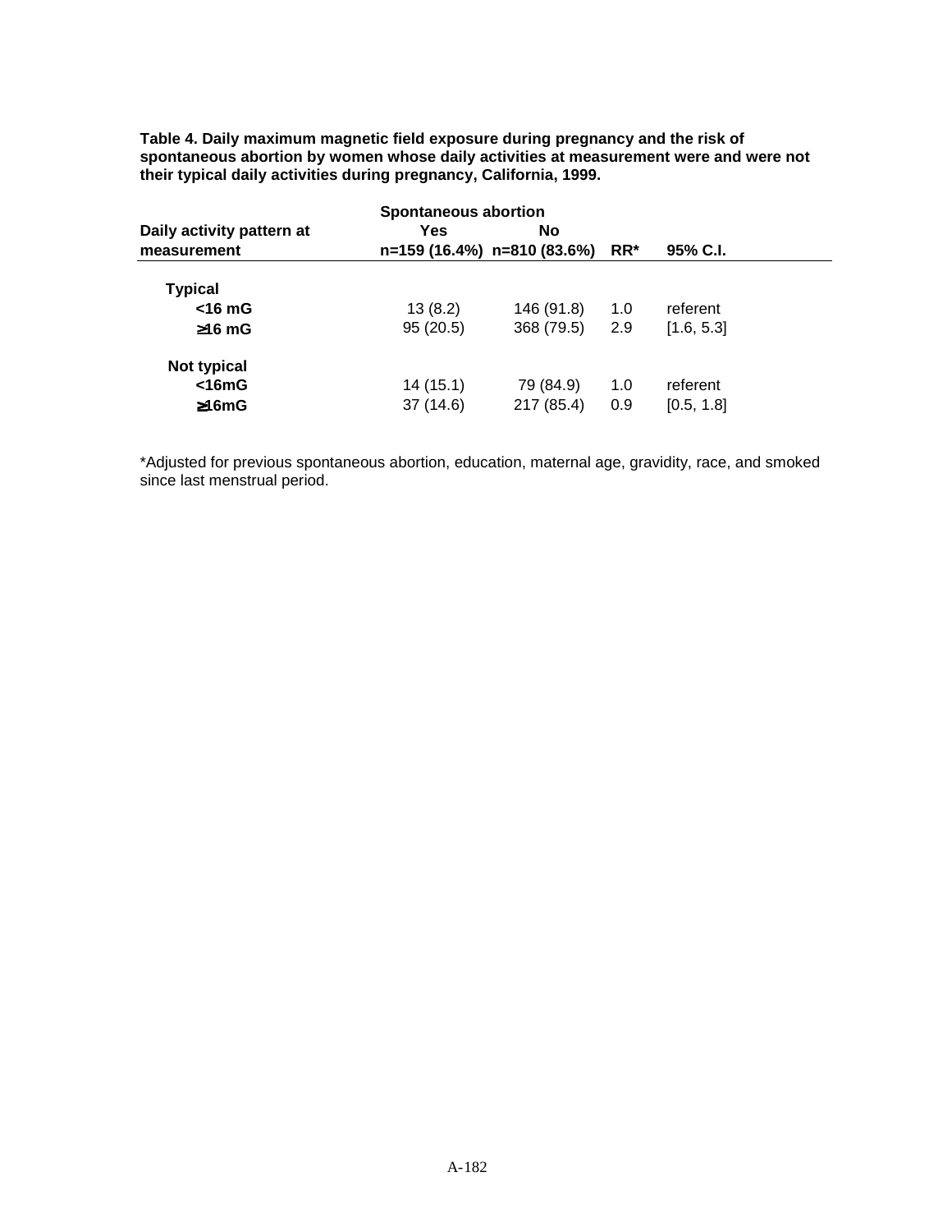**Table 4. Daily maximum magnetic field exposure during pregnancy and the risk of spontaneous abortion by women whose daily activities at measurement were and were not their typical daily activities during pregnancy, California, 1999.**

| Daily activity pattern at measurement | Spontaneous abortion Yes n=159 (16.4%) | No n=810 (83.6%) | RR* | 95% C.I. |
|---|---|---|---|---|
| **Typical** | | | | |
| **<16 mG** | 13 (8.2) | 146 (91.8) | 1.0 | referent |
| **≥16 mG** | 95 (20.5) | 368 (79.5) | 2.9 | [1.6, 5.3] |
| **Not typical** | | | | |
| **<16mG** | 14 (15.1) | 79 (84.9) | 1.0 | referent |
| **≥16mG** | 37 (14.6) | 217 (85.4) | 0.9 | [0.5, 1.8] |

*Adjusted for previous spontaneous abortion, education, maternal age, gravidity, race, and smoked since last menstrual period.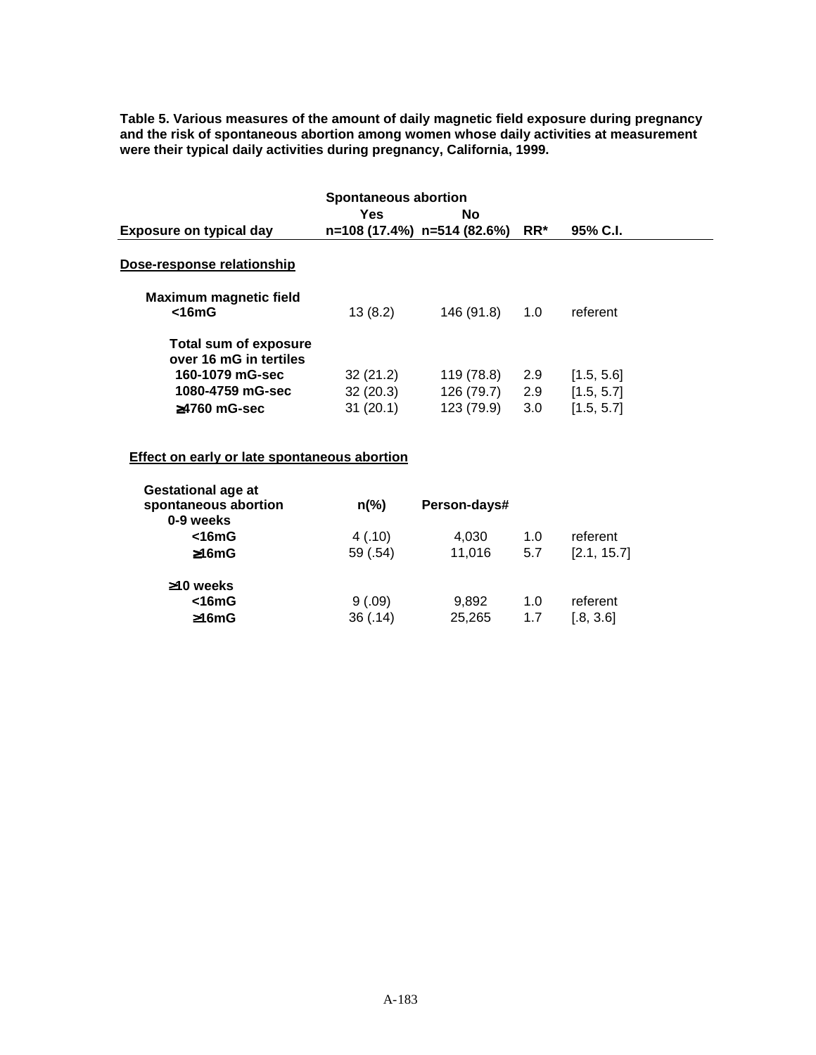**Table 5. Various measures of the amount of daily magnetic field exposure during pregnancy and the risk of spontaneous abortion among women whose daily activities at measurement were their typical daily activities during pregnancy, California, 1999.**

| | Spontaneous abortion | | | |
|---|---|---|---|---|
| | Yes | No | | |
| **Exposure on typical day** | n=108 (17.4%) | n=514 (82.6%) | RR* | 95% C.I. |
| **Dose-response relationship** | | | | |
| **Maximum magnetic field** | | | | |
| **<16mG** | 13 (8.2) | 146 (91.8) | 1.0 | referent |
| **Total sum of exposure over 16 mG in tertiles** | | | | |
| **160-1079 mG-sec** | 32 (21.2) | 119 (78.8) | 2.9 | [1.5, 5.6] |
| **1080-4759 mG-sec** | 32 (20.3) | 126 (79.7) | 2.9 | [1.5, 5.7] |
| **≥4760 mG-sec** | 31 (20.1) | 123 (79.9) | 3.0 | [1.5, 5.7] |
| **Effect on early or late spontaneous abortion** | | | | |
| **Gestational age at spontaneous abortion** | **n(%)** | **Person-days#** | | |
| **0-9 weeks** | | | | |
| **<16mG** | 4 (.10) | 4,030 | 1.0 | referent |
| **≥16mG** | 59 (.54) | 11,016 | 5.7 | [2.1, 15.7] |
| **≥10 weeks** | | | | |
| **<16mG** | 9 (.09) | 9,892 | 1.0 | referent |
| **≥16mG** | 36 (.14) | 25,265 | 1.7 | [.8, 3.6] |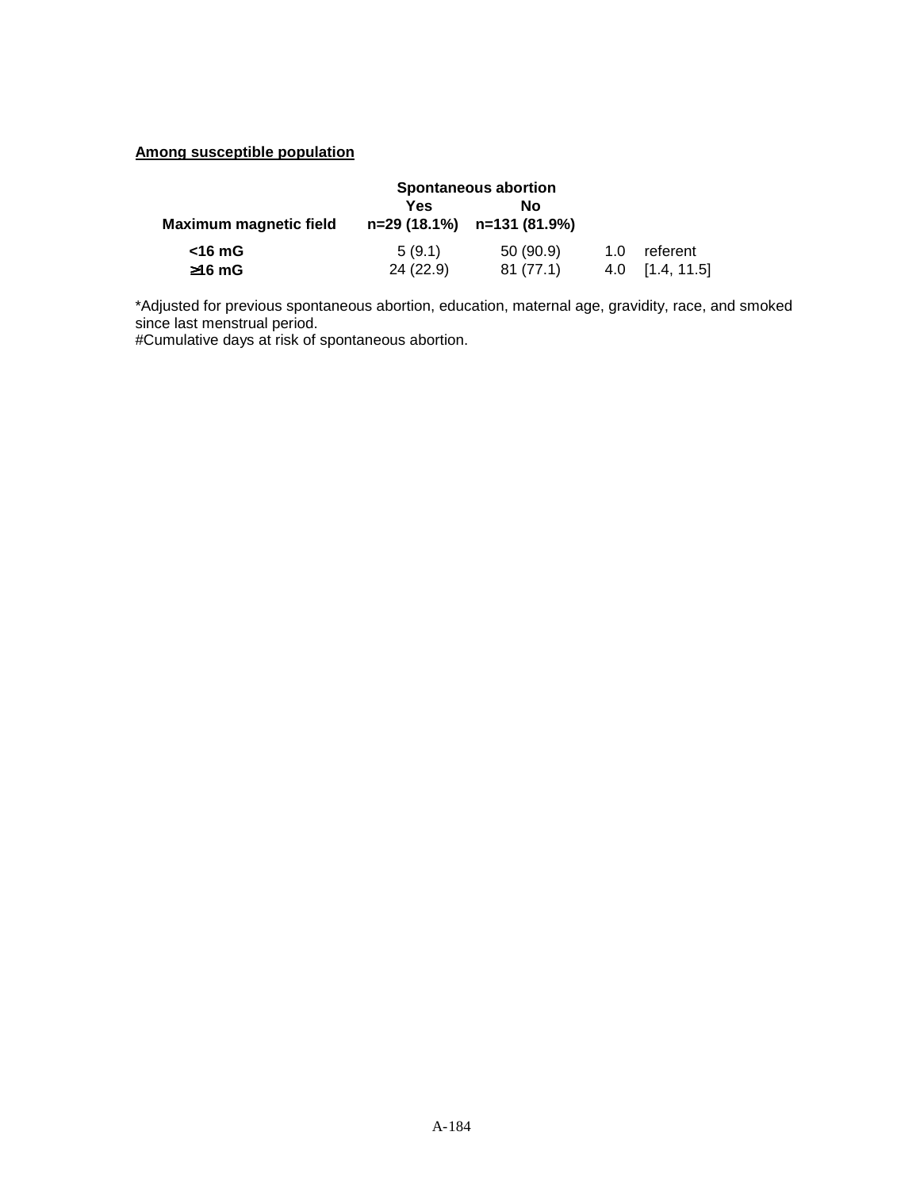**Among susceptible population**

| Maximum magnetic field | Spontaneous abortion Yes n=29 (18.1%) | No n=131 (81.9%) | | |
|---|---|---|---|---|
| **<16 mG** | 5 (9.1) | 50 (90.9) | 1.0 | referent |
| **≥16 mG** | 24 (22.9) | 81 (77.1) | 4.0 | [1.4, 11.5] |

*Adjusted for previous spontaneous abortion, education, maternal age, gravidity, race, and smoked since last menstrual period.
#Cumulative days at risk of spontaneous abortion.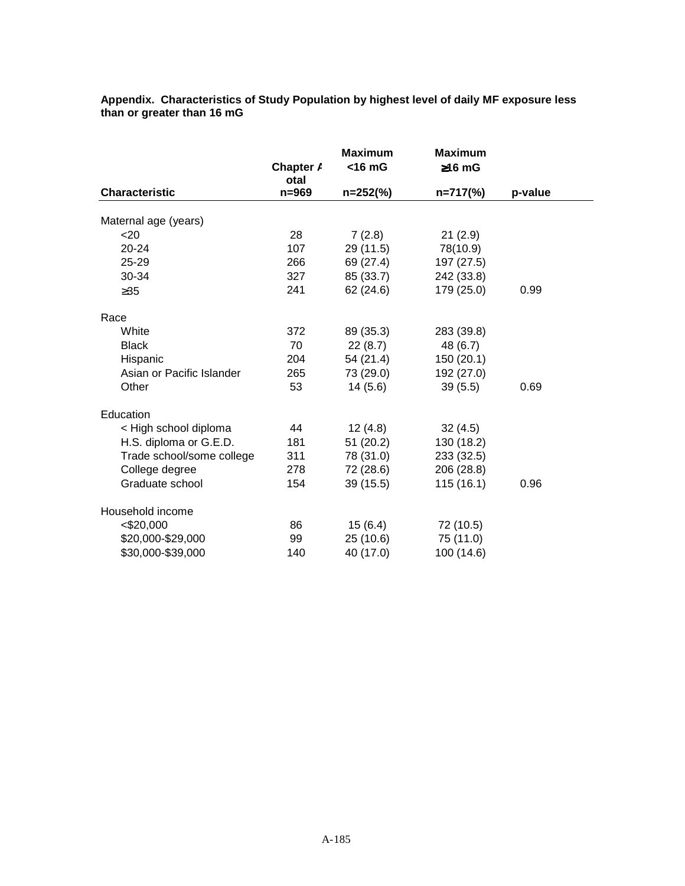**Appendix. Characteristics of Study Population by highest level of daily MF exposure less than or greater than 16 mG**

| Characteristic | Chapter A otal n=969 | Maximum <16 mG n=252(%) | Maximum ≥16 mG n=717(%) | p-value |
|---|---|---|---|---|
| Maternal age (years) | | | | |
| <20 | 28 | 7 (2.8) | 21 (2.9) | |
| 20-24 | 107 | 29 (11.5) | 78(10.9) | |
| 25-29 | 266 | 69 (27.4) | 197 (27.5) | |
| 30-34 | 327 | 85 (33.7) | 242 (33.8) | |
| ≥35 | 241 | 62 (24.6) | 179 (25.0) | 0.99 |
| Race | | | | |
| White | 372 | 89 (35.3) | 283 (39.8) | |
| Black | 70 | 22 (8.7) | 48 (6.7) | |
| Hispanic | 204 | 54 (21.4) | 150 (20.1) | |
| Asian or Pacific Islander | 265 | 73 (29.0) | 192 (27.0) | |
| Other | 53 | 14 (5.6) | 39 (5.5) | 0.69 |
| Education | | | | |
| < High school diploma | 44 | 12 (4.8) | 32 (4.5) | |
| H.S. diploma or G.E.D. | 181 | 51 (20.2) | 130 (18.2) | |
| Trade school/some college | 311 | 78 (31.0) | 233 (32.5) | |
| College degree | 278 | 72 (28.6) | 206 (28.8) | |
| Graduate school | 154 | 39 (15.5) | 115 (16.1) | 0.96 |
| Household income | | | | |
| <$20,000 | 86 | 15 (6.4) | 72 (10.5) | |
| $20,000-$29,000 | 99 | 25 (10.6) | 75 (11.0) | |
| $30,000-$39,000 | 140 | 40 (17.0) | 100 (14.6) | |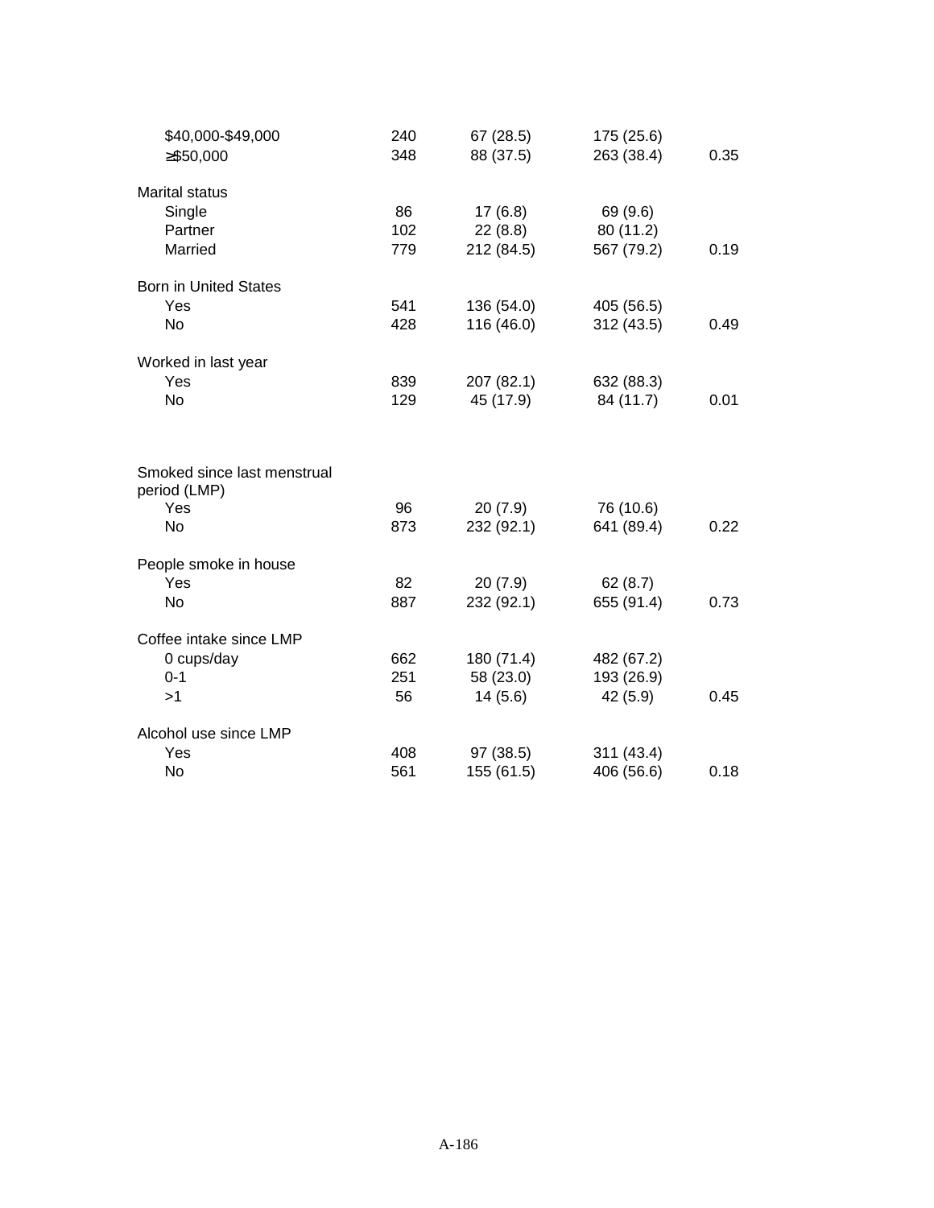| | | | | |
|---|---|---|---|---|
| $40,000-$49,000 | 240 | 67 (28.5) | 175 (25.6) | |
| ≥$50,000 | 348 | 88 (37.5) | 263 (38.4) | 0.35 |
| | | | | |
| Marital status | | | | |
| Single | 86 | 17 (6.8) | 69 (9.6) | |
| Partner | 102 | 22 (8.8) | 80 (11.2) | |
| Married | 779 | 212 (84.5) | 567 (79.2) | 0.19 |
| | | | | |
| Born in United States | | | | |
| Yes | 541 | 136 (54.0) | 405 (56.5) | |
| No | 428 | 116 (46.0) | 312 (43.5) | 0.49 |
| | | | | |
| Worked in last year | | | | |
| Yes | 839 | 207 (82.1) | 632 (88.3) | |
| No | 129 | 45 (17.9) | 84 (11.7) | 0.01 |
| | | | | |
| Smoked since last menstrual period (LMP) | | | | |
| Yes | 96 | 20 (7.9) | 76 (10.6) | |
| No | 873 | 232 (92.1) | 641 (89.4) | 0.22 |
| | | | | |
| People smoke in house | | | | |
| Yes | 82 | 20 (7.9) | 62 (8.7) | |
| No | 887 | 232 (92.1) | 655 (91.4) | 0.73 |
| | | | | |
| Coffee intake since LMP | | | | |
| 0 cups/day | 662 | 180 (71.4) | 482 (67.2) | |
| 0-1 | 251 | 58 (23.0) | 193 (26.9) | |
| >1 | 56 | 14 (5.6) | 42 (5.9) | 0.45 |
| | | | | |
| Alcohol use since LMP | | | | |
| Yes | 408 | 97 (38.5) | 311 (43.4) | |
| No | 561 | 155 (61.5) | 406 (56.6) | 0.18 |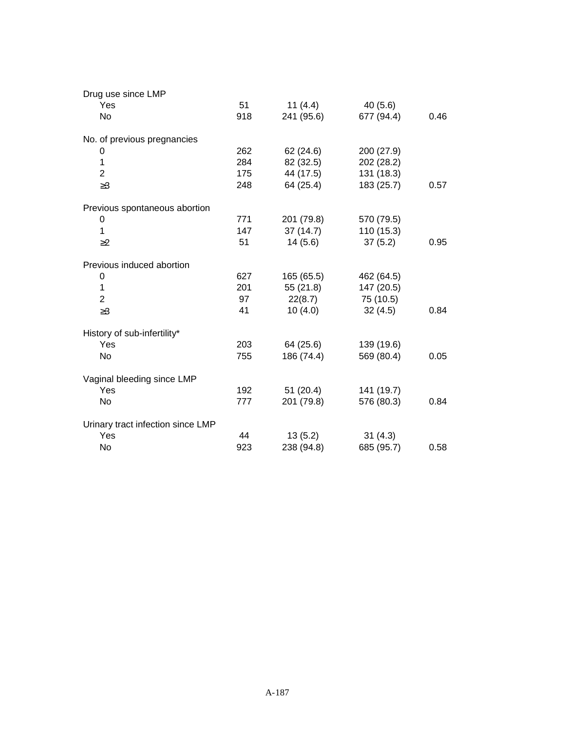| | | | | |
|---|---|---|---|---|
| Drug use since LMP | | | | |
| Yes | 51 | 11 (4.4) | 40 (5.6) | |
| No | 918 | 241 (95.6) | 677 (94.4) | 0.46 |
| No. of previous pregnancies | | | | |
| 0 | 262 | 62 (24.6) | 200 (27.9) | |
| 1 | 284 | 82 (32.5) | 202 (28.2) | |
| 2 | 175 | 44 (17.5) | 131 (18.3) | |
| ≥3 | 248 | 64 (25.4) | 183 (25.7) | 0.57 |
| Previous spontaneous abortion | | | | |
| 0 | 771 | 201 (79.8) | 570 (79.5) | |
| 1 | 147 | 37 (14.7) | 110 (15.3) | |
| ≥2 | 51 | 14 (5.6) | 37 (5.2) | 0.95 |
| Previous induced abortion | | | | |
| 0 | 627 | 165 (65.5) | 462 (64.5) | |
| 1 | 201 | 55 (21.8) | 147 (20.5) | |
| 2 | 97 | 22(8.7) | 75 (10.5) | |
| ≥3 | 41 | 10 (4.0) | 32 (4.5) | 0.84 |
| History of sub-infertility* | | | | |
| Yes | 203 | 64 (25.6) | 139 (19.6) | |
| No | 755 | 186 (74.4) | 569 (80.4) | 0.05 |
| Vaginal bleeding since LMP | | | | |
| Yes | 192 | 51 (20.4) | 141 (19.7) | |
| No | 777 | 201 (79.8) | 576 (80.3) | 0.84 |
| Urinary tract infection since LMP | | | | |
| Yes | 44 | 13 (5.2) | 31 (4.3) | |
| No | 923 | 238 (94.8) | 685 (95.7) | 0.58 |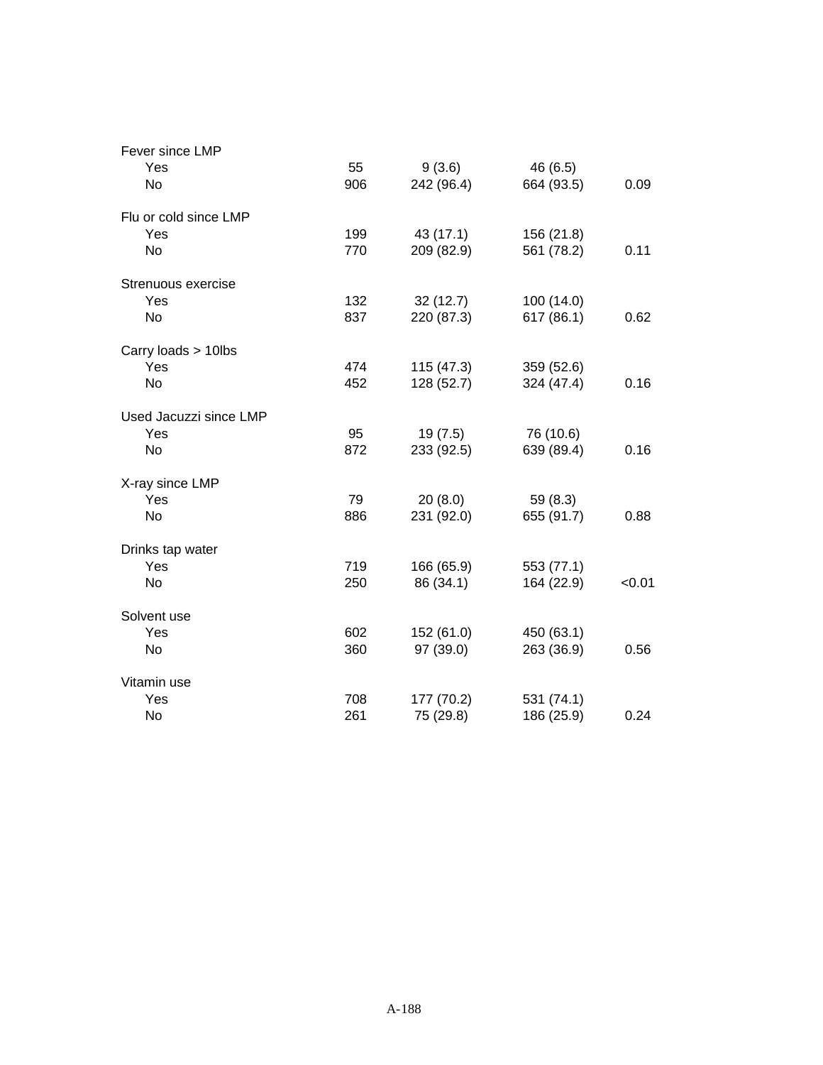| | | | | |
|---|---|---|---|---|
| Fever since LMP | | | | |
| Yes | 55 | 9 (3.6) | 46 (6.5) | |
| No | 906 | 242 (96.4) | 664 (93.5) | 0.09 |
| Flu or cold since LMP | | | | |
| Yes | 199 | 43 (17.1) | 156 (21.8) | |
| No | 770 | 209 (82.9) | 561 (78.2) | 0.11 |
| Strenuous exercise | | | | |
| Yes | 132 | 32 (12.7) | 100 (14.0) | |
| No | 837 | 220 (87.3) | 617 (86.1) | 0.62 |
| Carry loads > 10lbs | | | | |
| Yes | 474 | 115 (47.3) | 359 (52.6) | |
| No | 452 | 128 (52.7) | 324 (47.4) | 0.16 |
| Used Jacuzzi since LMP | | | | |
| Yes | 95 | 19 (7.5) | 76 (10.6) | |
| No | 872 | 233 (92.5) | 639 (89.4) | 0.16 |
| X-ray since LMP | | | | |
| Yes | 79 | 20 (8.0) | 59 (8.3) | |
| No | 886 | 231 (92.0) | 655 (91.7) | 0.88 |
| Drinks tap water | | | | |
| Yes | 719 | 166 (65.9) | 553 (77.1) | |
| No | 250 | 86 (34.1) | 164 (22.9) | <0.01 |
| Solvent use | | | | |
| Yes | 602 | 152 (61.0) | 450 (63.1) | |
| No | 360 | 97 (39.0) | 263 (36.9) | 0.56 |
| Vitamin use | | | | |
| Yes | 708 | 177 (70.2) | 531 (74.1) | |
| No | 261 | 75 (29.8) | 186 (25.9) | 0.24 |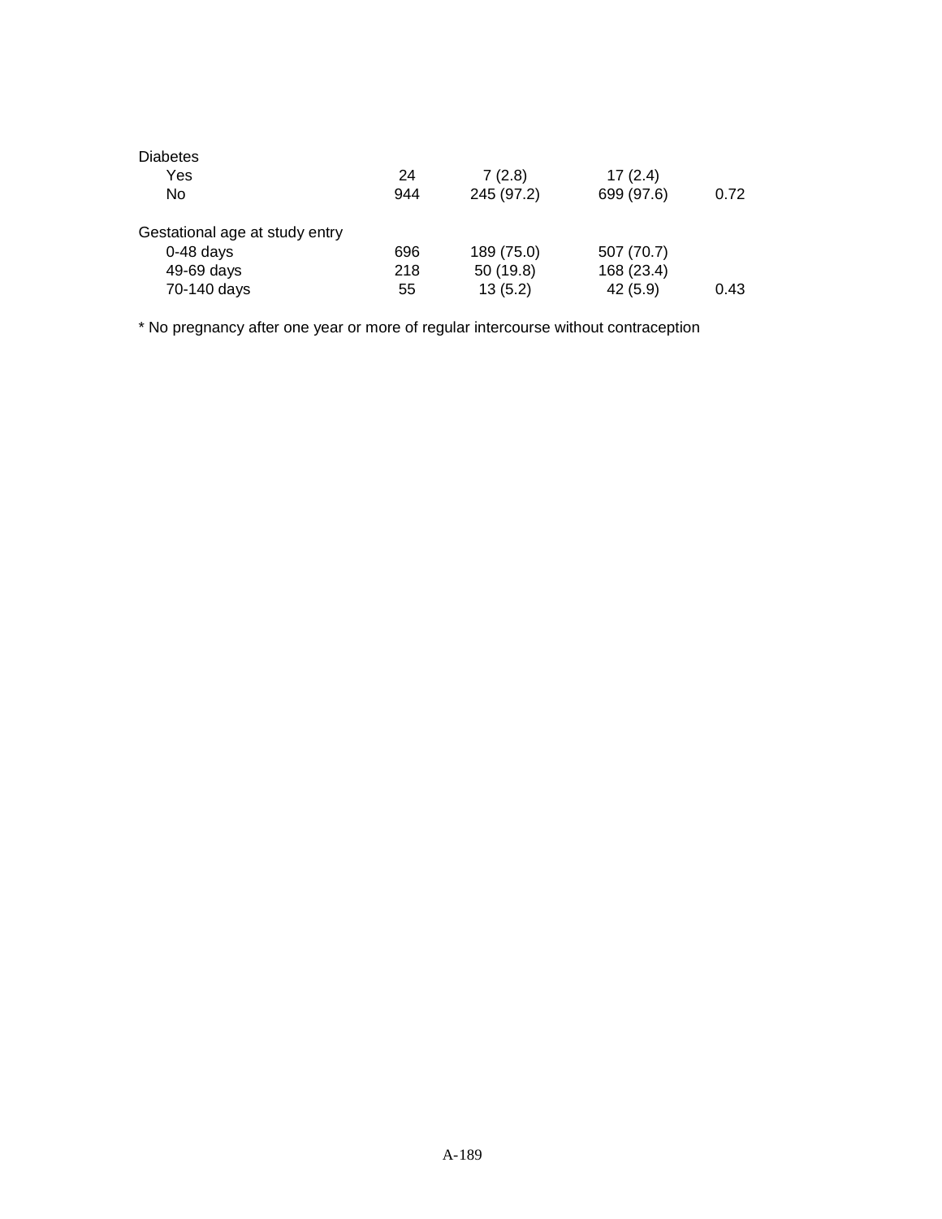| | | | | |
|---|---|---|---|---|
| Diabetes | | | | |
| Yes | 24 | 7 (2.8) | 17 (2.4) | |
| No | 944 | 245 (97.2) | 699 (97.6) | 0.72 |
| | | | | |
| Gestational age at study entry | | | | |
| 0-48 days | 696 | 189 (75.0) | 507 (70.7) | |
| 49-69 days | 218 | 50 (19.8) | 168 (23.4) | |
| 70-140 days | 55 | 13 (5.2) | 42 (5.9) | 0.43 |

* No pregnancy after one year or more of regular intercourse without contraception